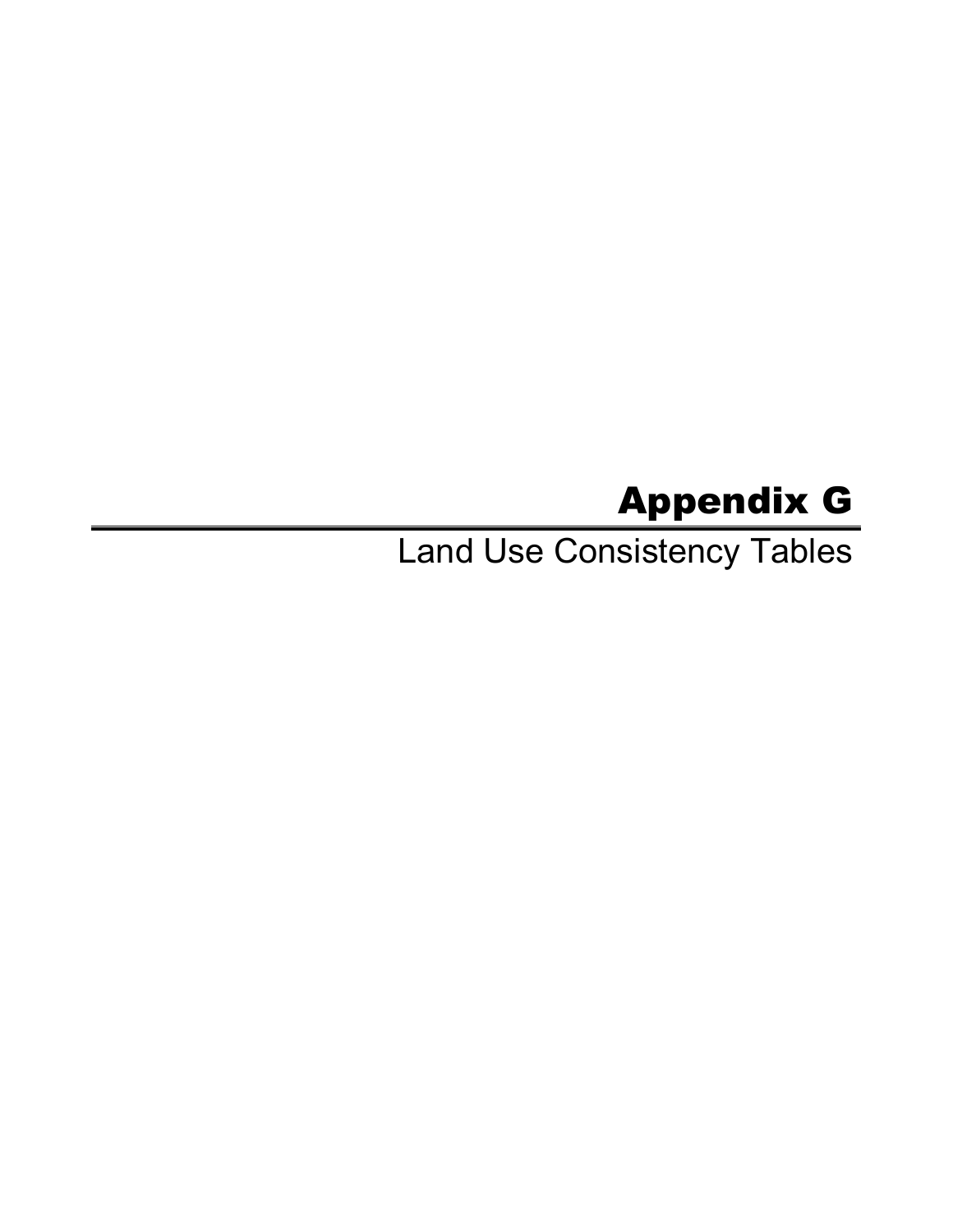# Appendix G

## Land Use Consistency Tables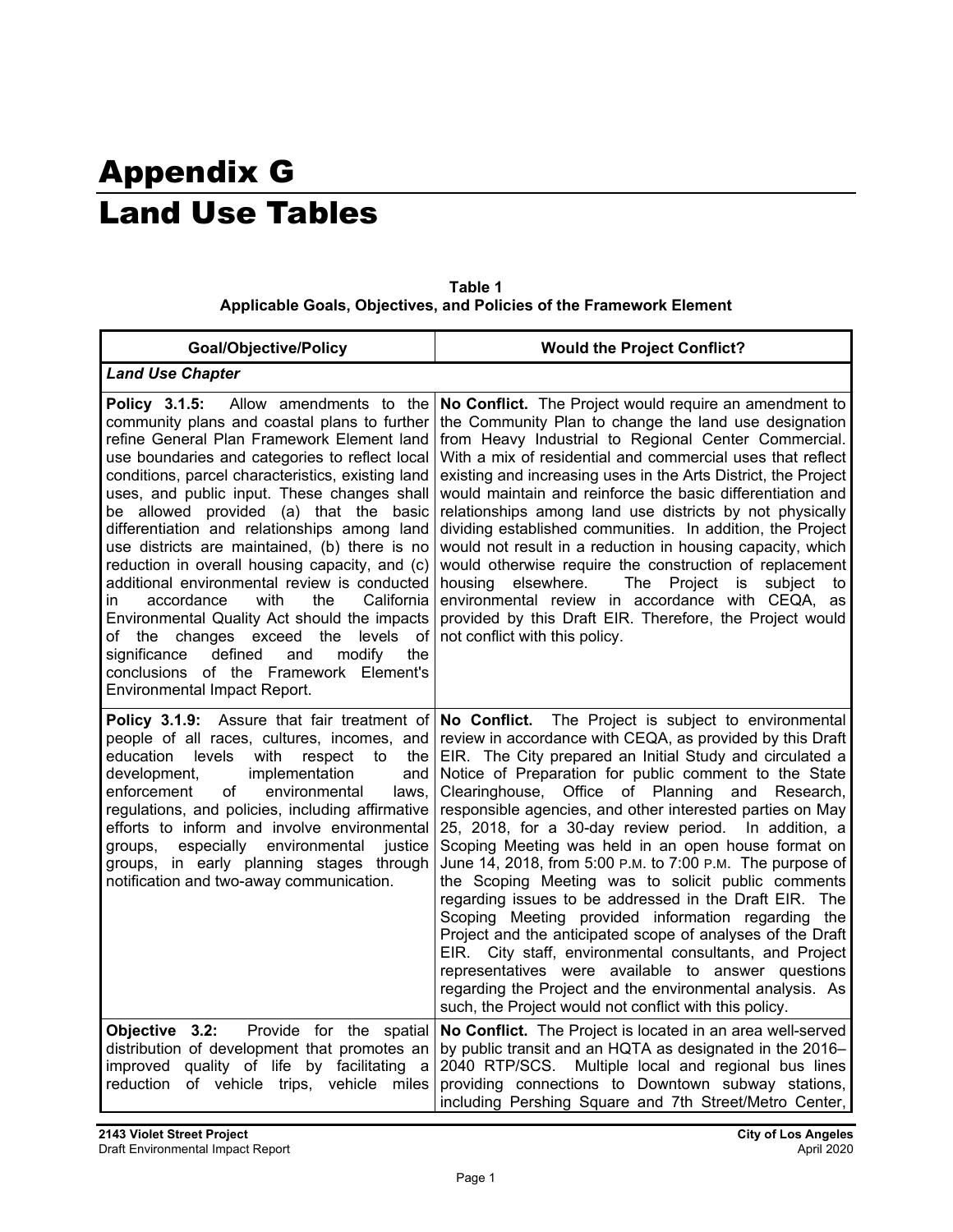# Appendix G
# Land Use Tables

**Table 1**
**Applicable Goals, Objectives, and Policies of the Framework Element**

| Goal/Objective/Policy | Would the Project Conflict? |
|---|---|
| ***Land Use Chapter*** | |
| **Policy 3.1.5:** Allow amendments to the community plans and coastal plans to further refine General Plan Framework Element land use boundaries and categories to reflect local conditions, parcel characteristics, existing land uses, and public input. These changes shall be allowed provided (a) that the basic differentiation and relationships among land use districts are maintained, (b) there is no reduction in overall housing capacity, and (c) additional environmental review is conducted in accordance with the California Environmental Quality Act should the impacts of the changes exceed the levels of significance defined and modify the conclusions of the Framework Element's Environmental Impact Report. | **No Conflict.** The Project would require an amendment to the Community Plan to change the land use designation from Heavy Industrial to Regional Center Commercial. With a mix of residential and commercial uses that reflect existing and increasing uses in the Arts District, the Project would maintain and reinforce the basic differentiation and relationships among land use districts by not physically dividing established communities. In addition, the Project would not result in a reduction in housing capacity, which would otherwise require the construction of replacement housing elsewhere. The Project is subject to environmental review in accordance with CEQA, as provided by this Draft EIR. Therefore, the Project would not conflict with this policy. |
| **Policy 3.1.9:** Assure that fair treatment of people of all races, cultures, incomes, and education levels with respect to the development, implementation and enforcement of environmental laws, regulations, and policies, including affirmative efforts to inform and involve environmental groups, especially environmental justice groups, in early planning stages through notification and two-away communication. | **No Conflict.** The Project is subject to environmental review in accordance with CEQA, as provided by this Draft EIR. The City prepared an Initial Study and circulated a Notice of Preparation for public comment to the State Clearinghouse, Office of Planning and Research, responsible agencies, and other interested parties on May 25, 2018, for a 30-day review period. In addition, a Scoping Meeting was held in an open house format on June 14, 2018, from 5:00 P.M. to 7:00 P.M. The purpose of the Scoping Meeting was to solicit public comments regarding issues to be addressed in the Draft EIR. The Scoping Meeting provided information regarding the Project and the anticipated scope of analyses of the Draft EIR. City staff, environmental consultants, and Project representatives were available to answer questions regarding the Project and the environmental analysis. As such, the Project would not conflict with this policy. |
| **Objective 3.2:** Provide for the spatial distribution of development that promotes an improved quality of life by facilitating a reduction of vehicle trips, vehicle miles | **No Conflict.** The Project is located in an area well-served by public transit and an HQTA as designated in the 2016–2040 RTP/SCS. Multiple local and regional bus lines providing connections to Downtown subway stations, including Pershing Square and 7th Street/Metro Center, |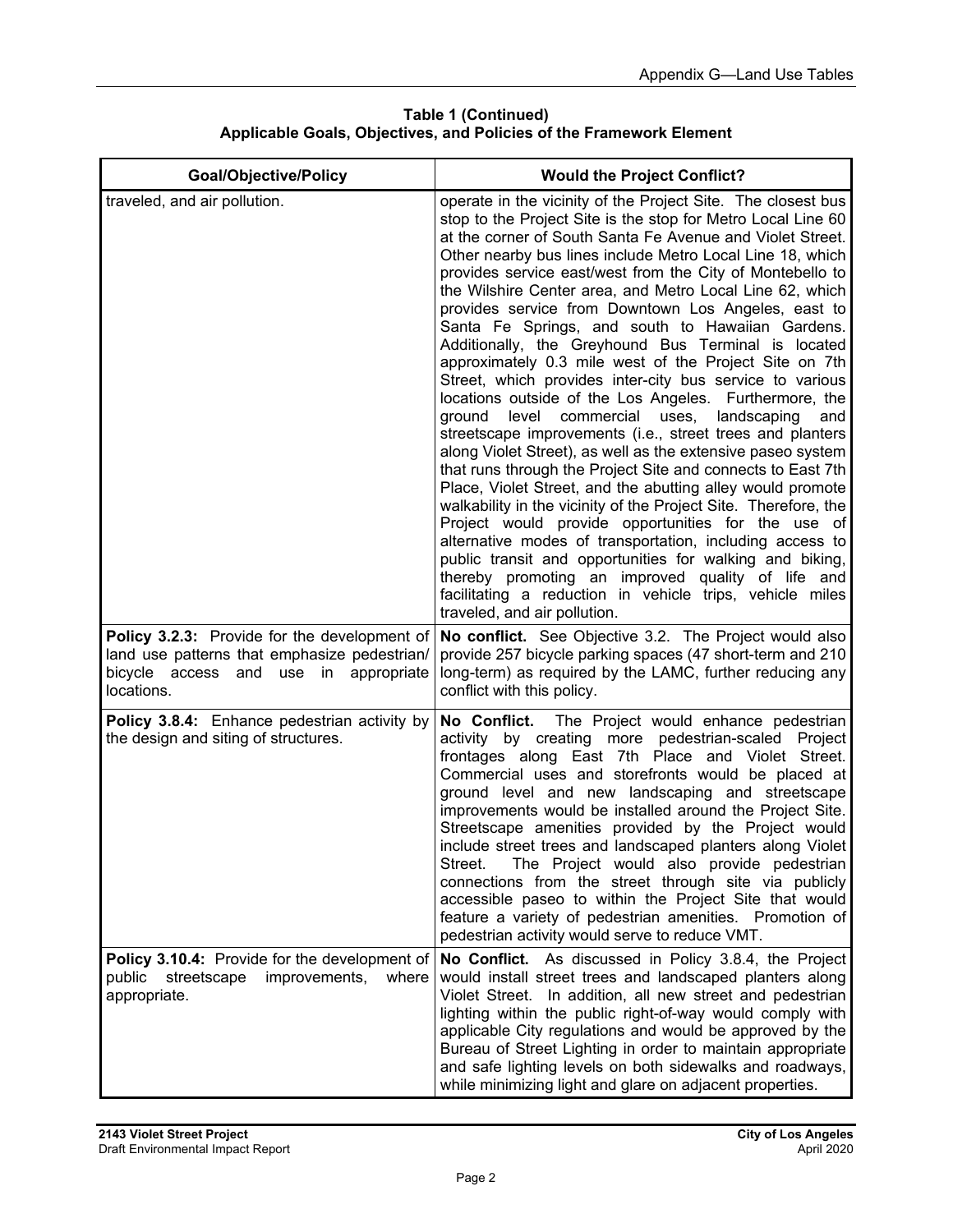**Table 1 (Continued)**
**Applicable Goals, Objectives, and Policies of the Framework Element**

| Goal/Objective/Policy | Would the Project Conflict? |
|---|---|
| traveled, and air pollution. | operate in the vicinity of the Project Site. The closest bus stop to the Project Site is the stop for Metro Local Line 60 at the corner of South Santa Fe Avenue and Violet Street. Other nearby bus lines include Metro Local Line 18, which provides service east/west from the City of Montebello to the Wilshire Center area, and Metro Local Line 62, which provides service from Downtown Los Angeles, east to Santa Fe Springs, and south to Hawaiian Gardens. Additionally, the Greyhound Bus Terminal is located approximately 0.3 mile west of the Project Site on 7th Street, which provides inter-city bus service to various locations outside of the Los Angeles. Furthermore, the ground level commercial uses, landscaping and streetscape improvements (i.e., street trees and planters along Violet Street), as well as the extensive paseo system that runs through the Project Site and connects to East 7th Place, Violet Street, and the abutting alley would promote walkability in the vicinity of the Project Site. Therefore, the Project would provide opportunities for the use of alternative modes of transportation, including access to public transit and opportunities for walking and biking, thereby promoting an improved quality of life and facilitating a reduction in vehicle trips, vehicle miles traveled, and air pollution. |
| **Policy 3.2.3:** Provide for the development of land use patterns that emphasize pedestrian/ bicycle access and use in appropriate locations. | **No conflict.** See Objective 3.2. The Project would also provide 257 bicycle parking spaces (47 short-term and 210 long-term) as required by the LAMC, further reducing any conflict with this policy. |
| **Policy 3.8.4:** Enhance pedestrian activity by the design and siting of structures. | **No Conflict.** The Project would enhance pedestrian activity by creating more pedestrian-scaled Project frontages along East 7th Place and Violet Street. Commercial uses and storefronts would be placed at ground level and new landscaping and streetscape improvements would be installed around the Project Site. Streetscape amenities provided by the Project would include street trees and landscaped planters along Violet Street. The Project would also provide pedestrian connections from the street through site via publicly accessible paseo to within the Project Site that would feature a variety of pedestrian amenities. Promotion of pedestrian activity would serve to reduce VMT. |
| **Policy 3.10.4:** Provide for the development of public streetscape improvements, where appropriate. | **No Conflict.** As discussed in Policy 3.8.4, the Project would install street trees and landscaped planters along Violet Street. In addition, all new street and pedestrian lighting within the public right-of-way would comply with applicable City regulations and would be approved by the Bureau of Street Lighting in order to maintain appropriate and safe lighting levels on both sidewalks and roadways, while minimizing light and glare on adjacent properties. |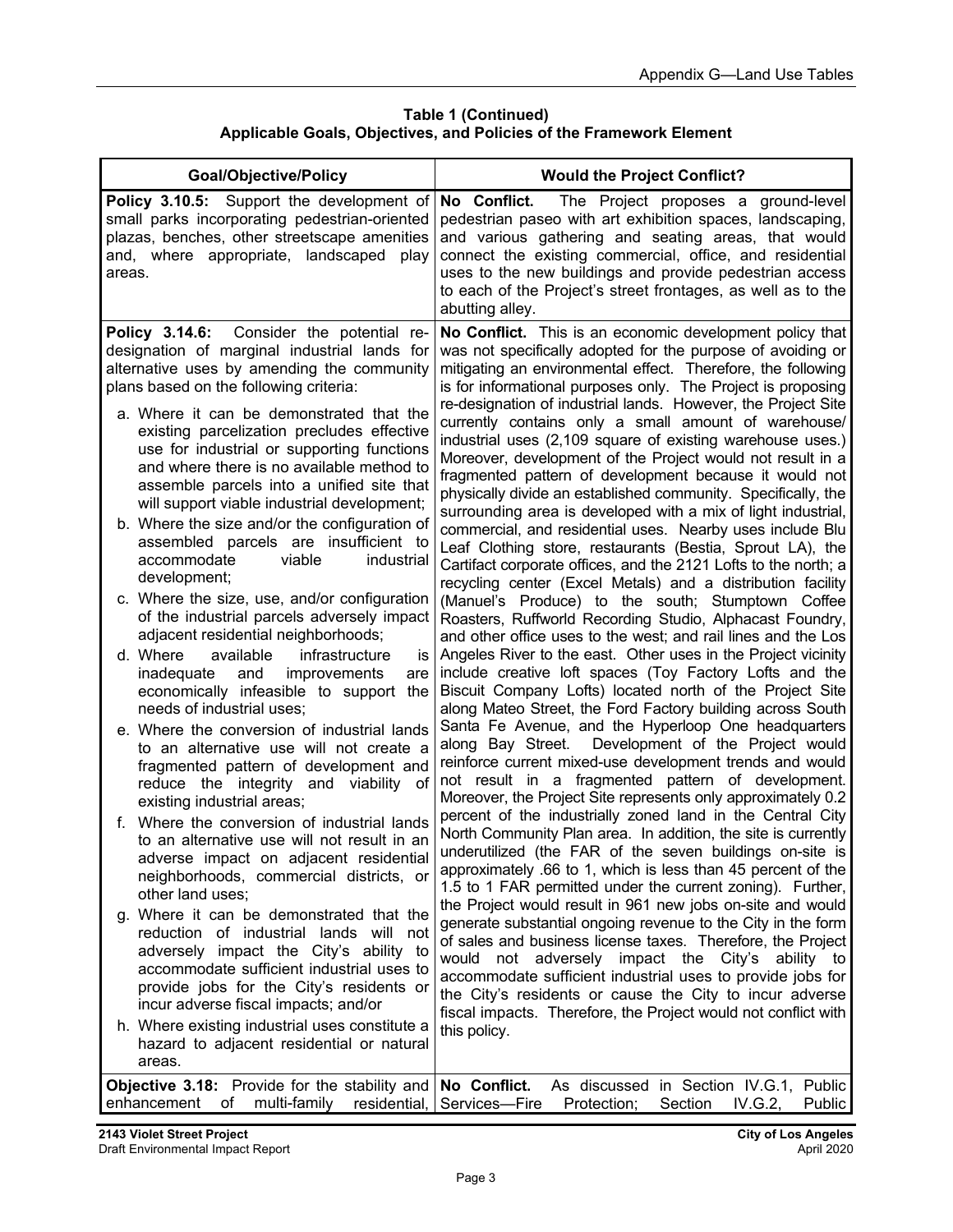**Table 1 (Continued)**
**Applicable Goals, Objectives, and Policies of the Framework Element**

| Goal/Objective/Policy | Would the Project Conflict? |
|---|---|
| **Policy 3.10.5:** Support the development of small parks incorporating pedestrian-oriented plazas, benches, other streetscape amenities and, where appropriate, landscaped play areas. | **No Conflict.** The Project proposes a ground-level pedestrian paseo with art exhibition spaces, landscaping, and various gathering and seating areas, that would connect the existing commercial, office, and residential uses to the new buildings and provide pedestrian access to each of the Project's street frontages, as well as to the abutting alley. |
| **Policy 3.14.6:** Consider the potential re-designation of marginal industrial lands for alternative uses by amending the community plans based on the following criteria: <br> a. Where it can be demonstrated that the existing parcelization precludes effective use for industrial or supporting functions and where there is no available method to assemble parcels into a unified site that will support viable industrial development; <br> b. Where the size and/or the configuration of assembled parcels are insufficient to accommodate viable industrial development; <br> c. Where the size, use, and/or configuration of the industrial parcels adversely impact adjacent residential neighborhoods; <br> d. Where available infrastructure is inadequate and improvements are economically infeasible to support the needs of industrial uses; <br> e. Where the conversion of industrial lands to an alternative use will not create a fragmented pattern of development and reduce the integrity and viability of existing industrial areas; <br> f. Where the conversion of industrial lands to an alternative use will not result in an adverse impact on adjacent residential neighborhoods, commercial districts, or other land uses; <br> g. Where it can be demonstrated that the reduction of industrial lands will not adversely impact the City's ability to accommodate sufficient industrial uses to provide jobs for the City's residents or incur adverse fiscal impacts; and/or <br> h. Where existing industrial uses constitute a hazard to adjacent residential or natural areas. | **No Conflict.** This is an economic development policy that was not specifically adopted for the purpose of avoiding or mitigating an environmental effect. Therefore, the following is for informational purposes only. The Project is proposing re-designation of industrial lands. However, the Project Site currently contains only a small amount of warehouse/ industrial uses (2,109 square of existing warehouse uses.) Moreover, development of the Project would not result in a fragmented pattern of development because it would not physically divide an established community. Specifically, the surrounding area is developed with a mix of light industrial, commercial, and residential uses. Nearby uses include Blu Leaf Clothing store, restaurants (Bestia, Sprout LA), the Cartifact corporate offices, and the 2121 Lofts to the north; a recycling center (Excel Metals) and a distribution facility (Manuel's Produce) to the south; Stumptown Coffee Roasters, Ruffworld Recording Studio, Alphacast Foundry, and other office uses to the west; and rail lines and the Los Angeles River to the east. Other uses in the Project vicinity include creative loft spaces (Toy Factory Lofts and the Biscuit Company Lofts) located north of the Project Site along Mateo Street, the Ford Factory building across South Santa Fe Avenue, and the Hyperloop One headquarters along Bay Street. Development of the Project would reinforce current mixed-use development trends and would not result in a fragmented pattern of development. Moreover, the Project Site represents only approximately 0.2 percent of the industrially zoned land in the Central City North Community Plan area. In addition, the site is currently underutilized (the FAR of the seven buildings on-site is approximately .66 to 1, which is less than 45 percent of the 1.5 to 1 FAR permitted under the current zoning). Further, the Project would result in 961 new jobs on-site and would generate substantial ongoing revenue to the City in the form of sales and business license taxes. Therefore, the Project would not adversely impact the City's ability to accommodate sufficient industrial uses to provide jobs for the City's residents or cause the City to incur adverse fiscal impacts. Therefore, the Project would not conflict with this policy. |
| **Objective 3.18:** Provide for the stability and enhancement of multi-family residential, | **No Conflict.** As discussed in Section IV.G.1, Public Services—Fire Protection; Section IV.G.2, Public |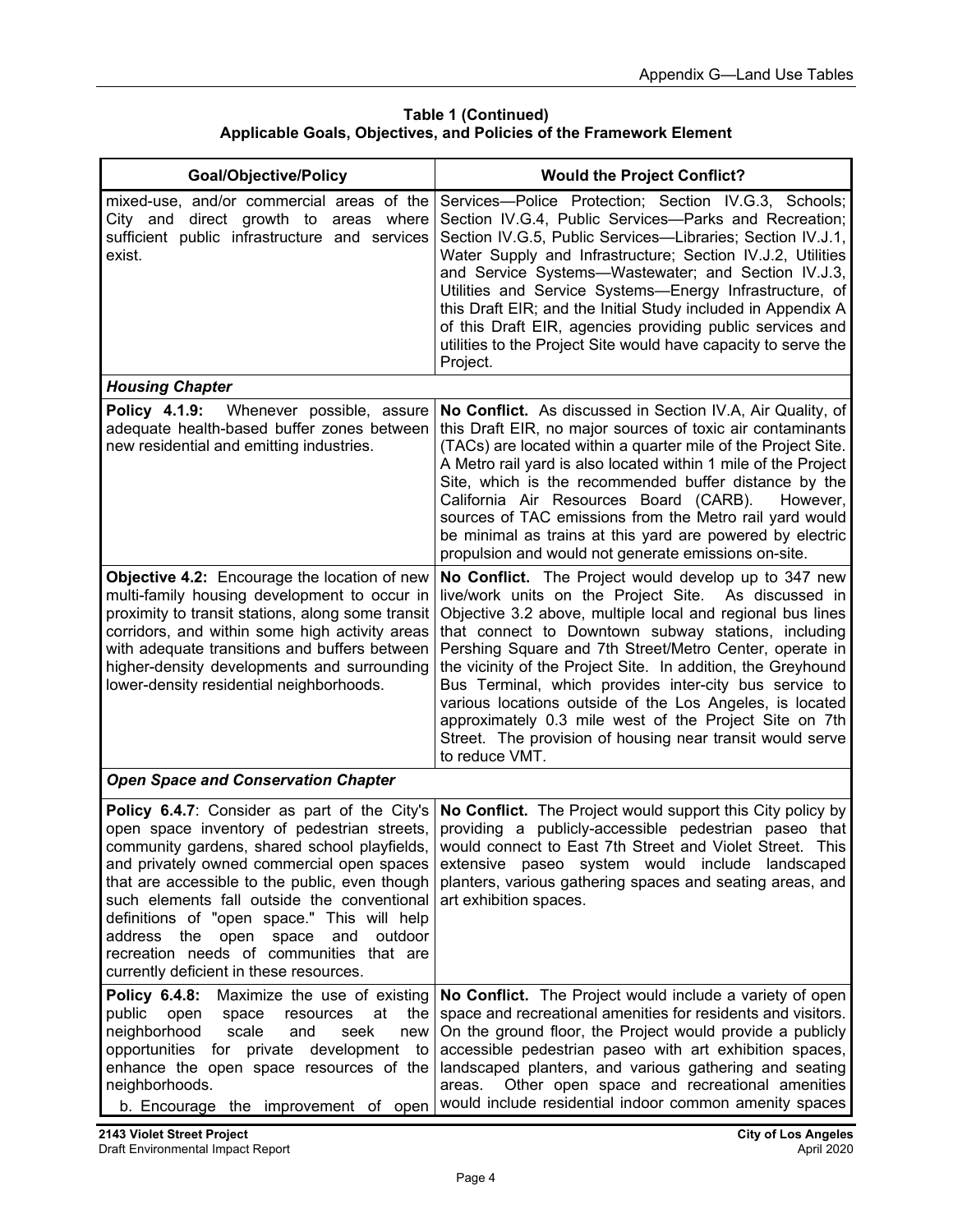**Table 1 (Continued)**
**Applicable Goals, Objectives, and Policies of the Framework Element**

| Goal/Objective/Policy | Would the Project Conflict? |
|---|---|
| mixed-use, and/or commercial areas of the City and direct growth to areas where sufficient public infrastructure and services exist. | Services—Police Protection; Section IV.G.3, Schools; Section IV.G.4, Public Services—Parks and Recreation; Section IV.G.5, Public Services—Libraries; Section IV.J.1, Water Supply and Infrastructure; Section IV.J.2, Utilities and Service Systems—Wastewater; and Section IV.J.3, Utilities and Service Systems—Energy Infrastructure, of this Draft EIR; and the Initial Study included in Appendix A of this Draft EIR, agencies providing public services and utilities to the Project Site would have capacity to serve the Project. |
| ***Housing Chapter*** | |
| **Policy 4.1.9:** Whenever possible, assure adequate health-based buffer zones between new residential and emitting industries. | **No Conflict.** As discussed in Section IV.A, Air Quality, of this Draft EIR, no major sources of toxic air contaminants (TACs) are located within a quarter mile of the Project Site. A Metro rail yard is also located within 1 mile of the Project Site, which is the recommended buffer distance by the California Air Resources Board (CARB). However, sources of TAC emissions from the Metro rail yard would be minimal as trains at this yard are powered by electric propulsion and would not generate emissions on-site. |
| **Objective 4.2:** Encourage the location of new multi-family housing development to occur in proximity to transit stations, along some transit corridors, and within some high activity areas with adequate transitions and buffers between higher-density developments and surrounding lower-density residential neighborhoods. | **No Conflict.** The Project would develop up to 347 new live/work units on the Project Site. As discussed in Objective 3.2 above, multiple local and regional bus lines that connect to Downtown subway stations, including Pershing Square and 7th Street/Metro Center, operate in the vicinity of the Project Site. In addition, the Greyhound Bus Terminal, which provides inter-city bus service to various locations outside of the Los Angeles, is located approximately 0.3 mile west of the Project Site on 7th Street. The provision of housing near transit would serve to reduce VMT. |
| ***Open Space and Conservation Chapter*** | |
| **Policy 6.4.7**: Consider as part of the City's open space inventory of pedestrian streets, community gardens, shared school playfields, and privately owned commercial open spaces that are accessible to the public, even though such elements fall outside the conventional definitions of "open space." This will help address the open space and outdoor recreation needs of communities that are currently deficient in these resources. | **No Conflict.** The Project would support this City policy by providing a publicly-accessible pedestrian paseo that would connect to East 7th Street and Violet Street. This extensive paseo system would include landscaped planters, various gathering spaces and seating areas, and art exhibition spaces. |
| **Policy 6.4.8:** Maximize the use of existing public open space resources at the neighborhood scale and seek new opportunities for private development to enhance the open space resources of the neighborhoods.<br>b. Encourage the improvement of open | **No Conflict.** The Project would include a variety of open space and recreational amenities for residents and visitors. On the ground floor, the Project would provide a publicly accessible pedestrian paseo with art exhibition spaces, landscaped planters, and various gathering and seating areas. Other open space and recreational amenities would include residential indoor common amenity spaces |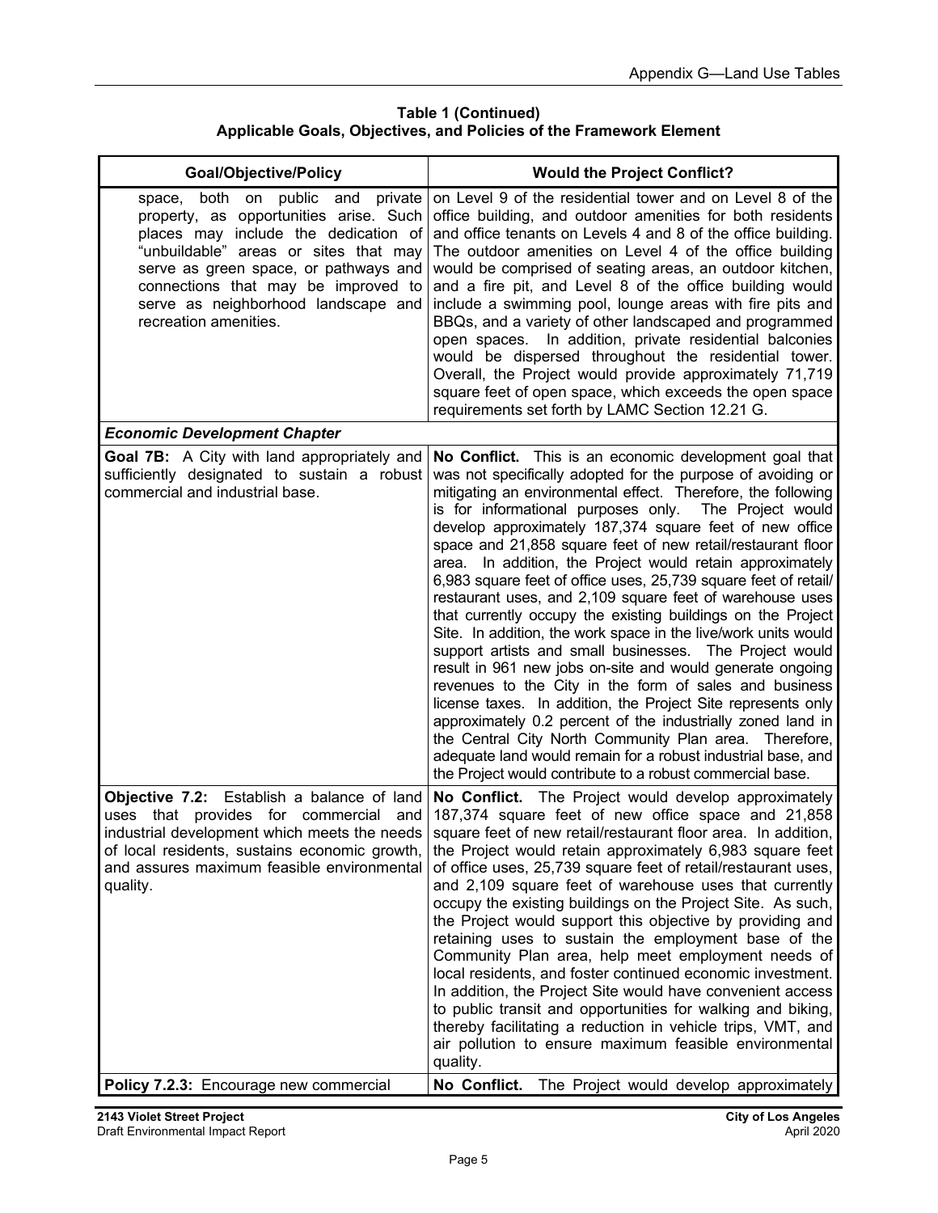**Table 1 (Continued)**
**Applicable Goals, Objectives, and Policies of the Framework Element**

| Goal/Objective/Policy | Would the Project Conflict? |
|---|---|
| space, both on public and private property, as opportunities arise. Such places may include the dedication of "unbuildable" areas or sites that may serve as green space, or pathways and connections that may be improved to serve as neighborhood landscape and recreation amenities. | on Level 9 of the residential tower and on Level 8 of the office building, and outdoor amenities for both residents and office tenants on Levels 4 and 8 of the office building. The outdoor amenities on Level 4 of the office building would be comprised of seating areas, an outdoor kitchen, and a fire pit, and Level 8 of the office building would include a swimming pool, lounge areas with fire pits and BBQs, and a variety of other landscaped and programmed open spaces. In addition, private residential balconies would be dispersed throughout the residential tower. Overall, the Project would provide approximately 71,719 square feet of open space, which exceeds the open space requirements set forth by LAMC Section 12.21 G. |
| ***Economic Development Chapter*** | |
| **Goal 7B:** A City with land appropriately and sufficiently designated to sustain a robust commercial and industrial base. | **No Conflict.** This is an economic development goal that was not specifically adopted for the purpose of avoiding or mitigating an environmental effect. Therefore, the following is for informational purposes only. The Project would develop approximately 187,374 square feet of new office space and 21,858 square feet of new retail/restaurant floor area. In addition, the Project would retain approximately 6,983 square feet of office uses, 25,739 square feet of retail/restaurant uses, and 2,109 square feet of warehouse uses that currently occupy the existing buildings on the Project Site. In addition, the work space in the live/work units would support artists and small businesses. The Project would result in 961 new jobs on-site and would generate ongoing revenues to the City in the form of sales and business license taxes. In addition, the Project Site represents only approximately 0.2 percent of the industrially zoned land in the Central City North Community Plan area. Therefore, adequate land would remain for a robust industrial base, and the Project would contribute to a robust commercial base. |
| **Objective 7.2:** Establish a balance of land uses that provides for commercial and industrial development which meets the needs of local residents, sustains economic growth, and assures maximum feasible environmental quality. | **No Conflict.** The Project would develop approximately 187,374 square feet of new office space and 21,858 square feet of new retail/restaurant floor area. In addition, the Project would retain approximately 6,983 square feet of office uses, 25,739 square feet of retail/restaurant uses, and 2,109 square feet of warehouse uses that currently occupy the existing buildings on the Project Site. As such, the Project would support this objective by providing and retaining uses to sustain the employment base of the Community Plan area, help meet employment needs of local residents, and foster continued economic investment. In addition, the Project Site would have convenient access to public transit and opportunities for walking and biking, thereby facilitating a reduction in vehicle trips, VMT, and air pollution to ensure maximum feasible environmental quality. |
| **Policy 7.2.3:** Encourage new commercial | **No Conflict.** The Project would develop approximately |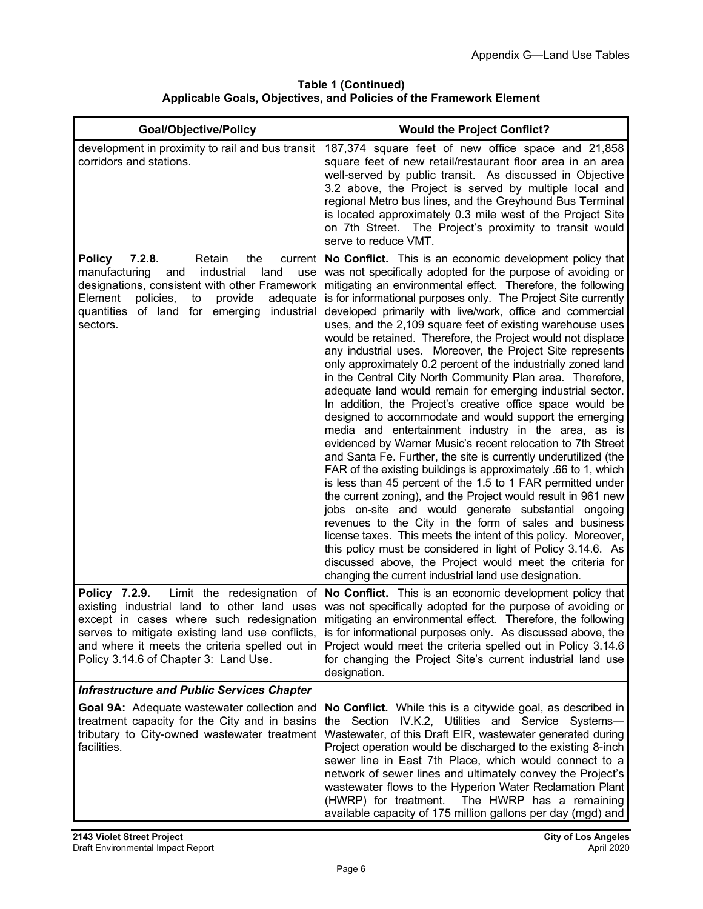**Table 1 (Continued)**
**Applicable Goals, Objectives, and Policies of the Framework Element**

| Goal/Objective/Policy | Would the Project Conflict? |
|---|---|
| development in proximity to rail and bus transit corridors and stations. | 187,374 square feet of new office space and 21,858 square feet of new retail/restaurant floor area in an area well-served by public transit. As discussed in Objective 3.2 above, the Project is served by multiple local and regional Metro bus lines, and the Greyhound Bus Terminal is located approximately 0.3 mile west of the Project Site on 7th Street. The Project's proximity to transit would serve to reduce VMT. |
| **Policy 7.2.8.** Retain the current manufacturing and industrial land use designations, consistent with other Framework Element policies, to provide adequate quantities of land for emerging industrial sectors. | **No Conflict.** This is an economic development policy that was not specifically adopted for the purpose of avoiding or mitigating an environmental effect. Therefore, the following is for informational purposes only. The Project Site currently developed primarily with live/work, office and commercial uses, and the 2,109 square feet of existing warehouse uses would be retained. Therefore, the Project would not displace any industrial uses. Moreover, the Project Site represents only approximately 0.2 percent of the industrially zoned land in the Central City North Community Plan area. Therefore, adequate land would remain for emerging industrial sector. In addition, the Project's creative office space would be designed to accommodate and would support the emerging media and entertainment industry in the area, as is evidenced by Warner Music's recent relocation to 7th Street and Santa Fe. Further, the site is currently underutilized (the FAR of the existing buildings is approximately .66 to 1, which is less than 45 percent of the 1.5 to 1 FAR permitted under the current zoning), and the Project would result in 961 new jobs on-site and would generate substantial ongoing revenues to the City in the form of sales and business license taxes. This meets the intent of this policy. Moreover, this policy must be considered in light of Policy 3.14.6. As discussed above, the Project would meet the criteria for changing the current industrial land use designation. |
| **Policy 7.2.9.** Limit the redesignation of existing industrial land to other land uses except in cases where such redesignation serves to mitigate existing land use conflicts, and where it meets the criteria spelled out in Policy 3.14.6 of Chapter 3: Land Use. | **No Conflict.** This is an economic development policy that was not specifically adopted for the purpose of avoiding or mitigating an environmental effect. Therefore, the following is for informational purposes only. As discussed above, the Project would meet the criteria spelled out in Policy 3.14.6 for changing the Project Site's current industrial land use designation. |
| ***Infrastructure and Public Services Chapter*** | |
| **Goal 9A:** Adequate wastewater collection and treatment capacity for the City and in basins tributary to City-owned wastewater treatment facilities. | **No Conflict.** While this is a citywide goal, as described in the Section IV.K.2, Utilities and Service Systems—Wastewater, of this Draft EIR, wastewater generated during Project operation would be discharged to the existing 8-inch sewer line in East 7th Place, which would connect to a network of sewer lines and ultimately convey the Project's wastewater flows to the Hyperion Water Reclamation Plant (HWRP) for treatment. The HWRP has a remaining available capacity of 175 million gallons per day (mgd) and |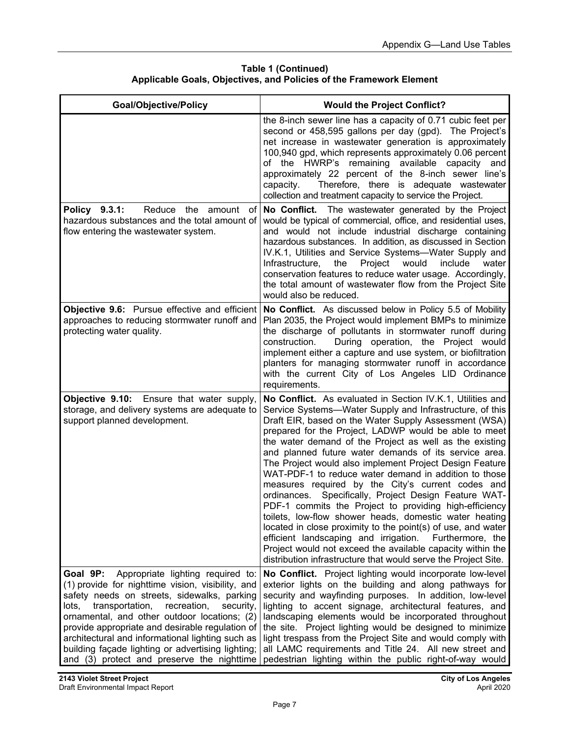**Table 1 (Continued)**
**Applicable Goals, Objectives, and Policies of the Framework Element**

| Goal/Objective/Policy | Would the Project Conflict? |
|---|---|
| | the 8-inch sewer line has a capacity of 0.71 cubic feet per second or 458,595 gallons per day (gpd). The Project's net increase in wastewater generation is approximately 100,940 gpd, which represents approximately 0.06 percent of the HWRP's remaining available capacity and approximately 22 percent of the 8-inch sewer line's capacity. Therefore, there is adequate wastewater collection and treatment capacity to service the Project. |
| **Policy 9.3.1:** Reduce the amount of hazardous substances and the total amount of flow entering the wastewater system. | **No Conflict.** The wastewater generated by the Project would be typical of commercial, office, and residential uses, and would not include industrial discharge containing hazardous substances. In addition, as discussed in Section IV.K.1, Utilities and Service Systems—Water Supply and Infrastructure, the Project would include water conservation features to reduce water usage. Accordingly, the total amount of wastewater flow from the Project Site would also be reduced. |
| **Objective 9.6:** Pursue effective and efficient approaches to reducing stormwater runoff and protecting water quality. | **No Conflict.** As discussed below in Policy 5.5 of Mobility Plan 2035, the Project would implement BMPs to minimize the discharge of pollutants in stormwater runoff during construction. During operation, the Project would implement either a capture and use system, or biofiltration planters for managing stormwater runoff in accordance with the current City of Los Angeles LID Ordinance requirements. |
| **Objective 9.10:** Ensure that water supply, storage, and delivery systems are adequate to support planned development. | **No Conflict.** As evaluated in Section IV.K.1, Utilities and Service Systems—Water Supply and Infrastructure, of this Draft EIR, based on the Water Supply Assessment (WSA) prepared for the Project, LADWP would be able to meet the water demand of the Project as well as the existing and planned future water demands of its service area. The Project would also implement Project Design Feature WAT-PDF-1 to reduce water demand in addition to those measures required by the City's current codes and ordinances. Specifically, Project Design Feature WAT-PDF-1 commits the Project to providing high-efficiency toilets, low-flow shower heads, domestic water heating located in close proximity to the point(s) of use, and water efficient landscaping and irrigation. Furthermore, the Project would not exceed the available capacity within the distribution infrastructure that would serve the Project Site. |
| **Goal 9P:** Appropriate lighting required to: (1) provide for nighttime vision, visibility, and safety needs on streets, sidewalks, parking lots, transportation, recreation, security, ornamental, and other outdoor locations; (2) provide appropriate and desirable regulation of architectural and informational lighting such as building façade lighting or advertising lighting; and (3) protect and preserve the nighttime | **No Conflict.** Project lighting would incorporate low-level exterior lights on the building and along pathways for security and wayfinding purposes. In addition, low-level lighting to accent signage, architectural features, and landscaping elements would be incorporated throughout the site. Project lighting would be designed to minimize light trespass from the Project Site and would comply with all LAMC requirements and Title 24. All new street and pedestrian lighting within the public right-of-way would |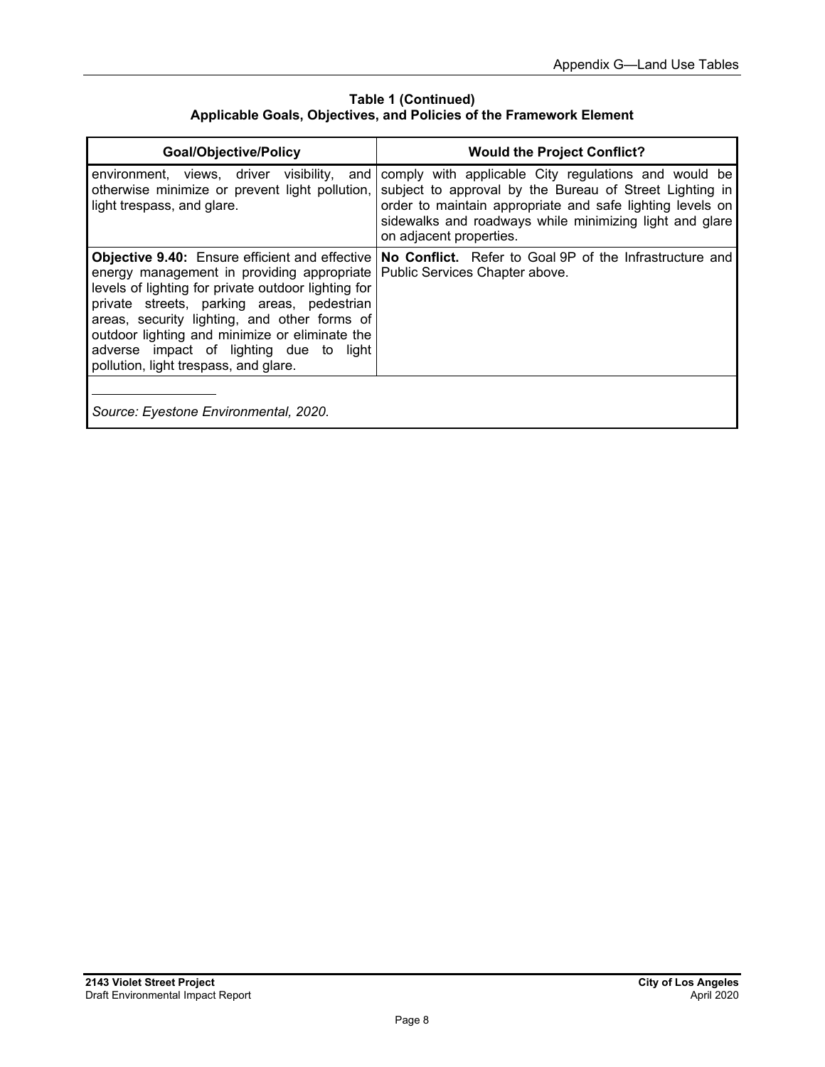**Table 1 (Continued)**
**Applicable Goals, Objectives, and Policies of the Framework Element**

| Goal/Objective/Policy | Would the Project Conflict? |
|---|---|
| environment, views, driver visibility, and otherwise minimize or prevent light pollution, light trespass, and glare. | comply with applicable City regulations and would be subject to approval by the Bureau of Street Lighting in order to maintain appropriate and safe lighting levels on sidewalks and roadways while minimizing light and glare on adjacent properties. |
| **Objective 9.40:** Ensure efficient and effective energy management in providing appropriate levels of lighting for private outdoor lighting for private streets, parking areas, pedestrian areas, security lighting, and other forms of outdoor lighting and minimize or eliminate the adverse impact of lighting due to light pollution, light trespass, and glare. | **No Conflict.** Refer to Goal 9P of the Infrastructure and Public Services Chapter above. |

*Source: Eyestone Environmental, 2020.*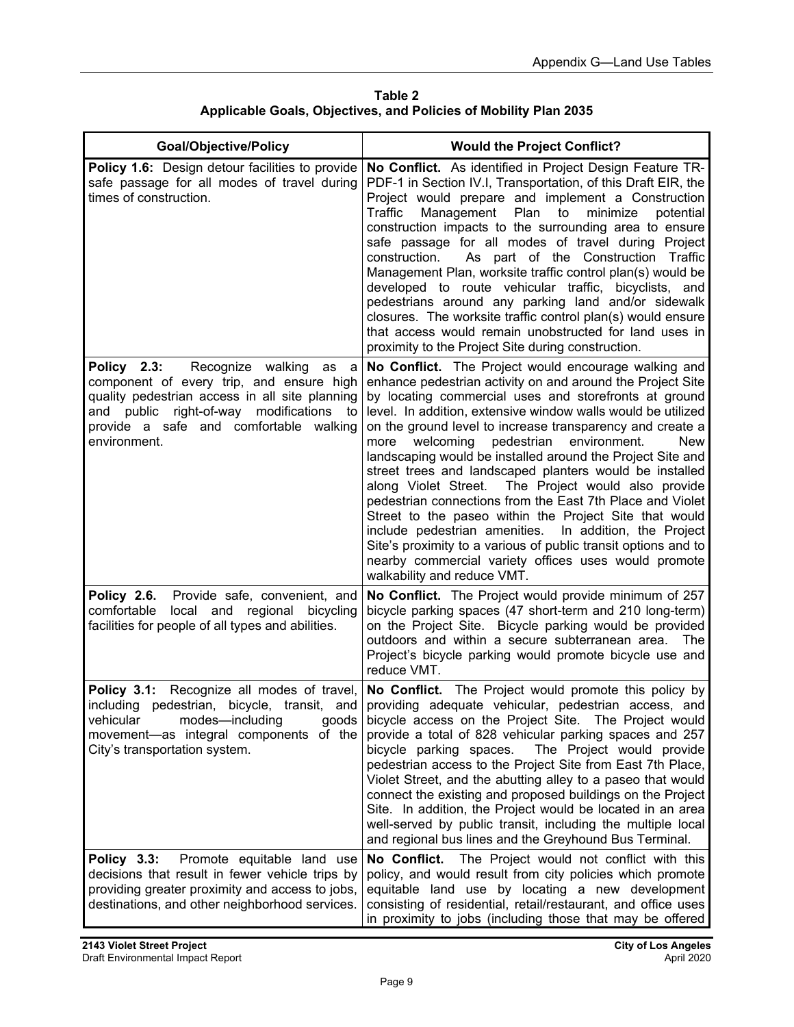**Table 2**
**Applicable Goals, Objectives, and Policies of Mobility Plan 2035**

| Goal/Objective/Policy | Would the Project Conflict? |
|---|---|
| **Policy 1.6:** Design detour facilities to provide safe passage for all modes of travel during times of construction. | **No Conflict.** As identified in Project Design Feature TR-PDF-1 in Section IV.I, Transportation, of this Draft EIR, the Project would prepare and implement a Construction Traffic Management Plan to minimize potential construction impacts to the surrounding area to ensure safe passage for all modes of travel during Project construction. As part of the Construction Traffic Management Plan, worksite traffic control plan(s) would be developed to route vehicular traffic, bicyclists, and pedestrians around any parking land and/or sidewalk closures. The worksite traffic control plan(s) would ensure that access would remain unobstructed for land uses in proximity to the Project Site during construction. |
| **Policy 2.3:** Recognize walking as a component of every trip, and ensure high quality pedestrian access in all site planning and public right-of-way modifications to provide a safe and comfortable walking environment. | **No Conflict.** The Project would encourage walking and enhance pedestrian activity on and around the Project Site by locating commercial uses and storefronts at ground level. In addition, extensive window walls would be utilized on the ground level to increase transparency and create a more welcoming pedestrian environment. New landscaping would be installed around the Project Site and street trees and landscaped planters would be installed along Violet Street. The Project would also provide pedestrian connections from the East 7th Place and Violet Street to the paseo within the Project Site that would include pedestrian amenities. In addition, the Project Site's proximity to a various of public transit options and to nearby commercial variety offices uses would promote walkability and reduce VMT. |
| **Policy 2.6.** Provide safe, convenient, and comfortable local and regional bicycling facilities for people of all types and abilities. | **No Conflict.** The Project would provide minimum of 257 bicycle parking spaces (47 short-term and 210 long-term) on the Project Site. Bicycle parking would be provided outdoors and within a secure subterranean area. The Project's bicycle parking would promote bicycle use and reduce VMT. |
| **Policy 3.1:** Recognize all modes of travel, including pedestrian, bicycle, transit, and vehicular modes—including goods movement—as integral components of the City's transportation system. | **No Conflict.** The Project would promote this policy by providing adequate vehicular, pedestrian access, and bicycle access on the Project Site. The Project would provide a total of 828 vehicular parking spaces and 257 bicycle parking spaces. The Project would provide pedestrian access to the Project Site from East 7th Place, Violet Street, and the abutting alley to a paseo that would connect the existing and proposed buildings on the Project Site. In addition, the Project would be located in an area well-served by public transit, including the multiple local and regional bus lines and the Greyhound Bus Terminal. |
| **Policy 3.3:** Promote equitable land use decisions that result in fewer vehicle trips by providing greater proximity and access to jobs, destinations, and other neighborhood services. | **No Conflict.** The Project would not conflict with this policy, and would result from city policies which promote equitable land use by locating a new development consisting of residential, retail/restaurant, and office uses in proximity to jobs (including those that may be offered |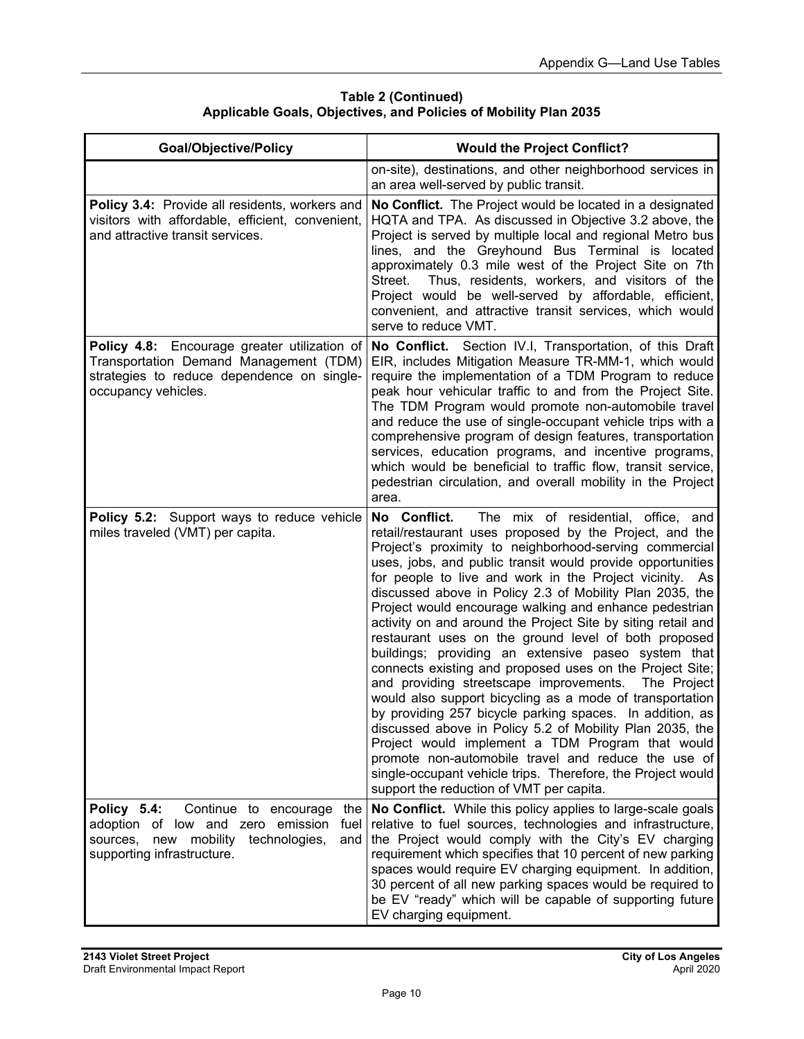**Table 2 (Continued)**
**Applicable Goals, Objectives, and Policies of Mobility Plan 2035**

| Goal/Objective/Policy | Would the Project Conflict? |
|---|---|
| | on-site), destinations, and other neighborhood services in an area well-served by public transit. |
| **Policy 3.4:** Provide all residents, workers and visitors with affordable, efficient, convenient, and attractive transit services. | **No Conflict.** The Project would be located in a designated HQTA and TPA. As discussed in Objective 3.2 above, the Project is served by multiple local and regional Metro bus lines, and the Greyhound Bus Terminal is located approximately 0.3 mile west of the Project Site on 7th Street. Thus, residents, workers, and visitors of the Project would be well-served by affordable, efficient, convenient, and attractive transit services, which would serve to reduce VMT. |
| **Policy 4.8:** Encourage greater utilization of Transportation Demand Management (TDM) strategies to reduce dependence on single-occupancy vehicles. | **No Conflict.** Section IV.I, Transportation, of this Draft EIR, includes Mitigation Measure TR-MM-1, which would require the implementation of a TDM Program to reduce peak hour vehicular traffic to and from the Project Site. The TDM Program would promote non-automobile travel and reduce the use of single-occupant vehicle trips with a comprehensive program of design features, transportation services, education programs, and incentive programs, which would be beneficial to traffic flow, transit service, pedestrian circulation, and overall mobility in the Project area. |
| **Policy 5.2:** Support ways to reduce vehicle miles traveled (VMT) per capita. | **No Conflict.** The mix of residential, office, and retail/restaurant uses proposed by the Project, and the Project's proximity to neighborhood-serving commercial uses, jobs, and public transit would provide opportunities for people to live and work in the Project vicinity. As discussed above in Policy 2.3 of Mobility Plan 2035, the Project would encourage walking and enhance pedestrian activity on and around the Project Site by siting retail and restaurant uses on the ground level of both proposed buildings; providing an extensive paseo system that connects existing and proposed uses on the Project Site; and providing streetscape improvements. The Project would also support bicycling as a mode of transportation by providing 257 bicycle parking spaces. In addition, as discussed above in Policy 5.2 of Mobility Plan 2035, the Project would implement a TDM Program that would promote non-automobile travel and reduce the use of single-occupant vehicle trips. Therefore, the Project would support the reduction of VMT per capita. |
| **Policy 5.4:** Continue to encourage the adoption of low and zero emission fuel sources, new mobility technologies, and supporting infrastructure. | **No Conflict.** While this policy applies to large-scale goals relative to fuel sources, technologies and infrastructure, the Project would comply with the City's EV charging requirement which specifies that 10 percent of new parking spaces would require EV charging equipment. In addition, 30 percent of all new parking spaces would be required to be EV "ready" which will be capable of supporting future EV charging equipment. |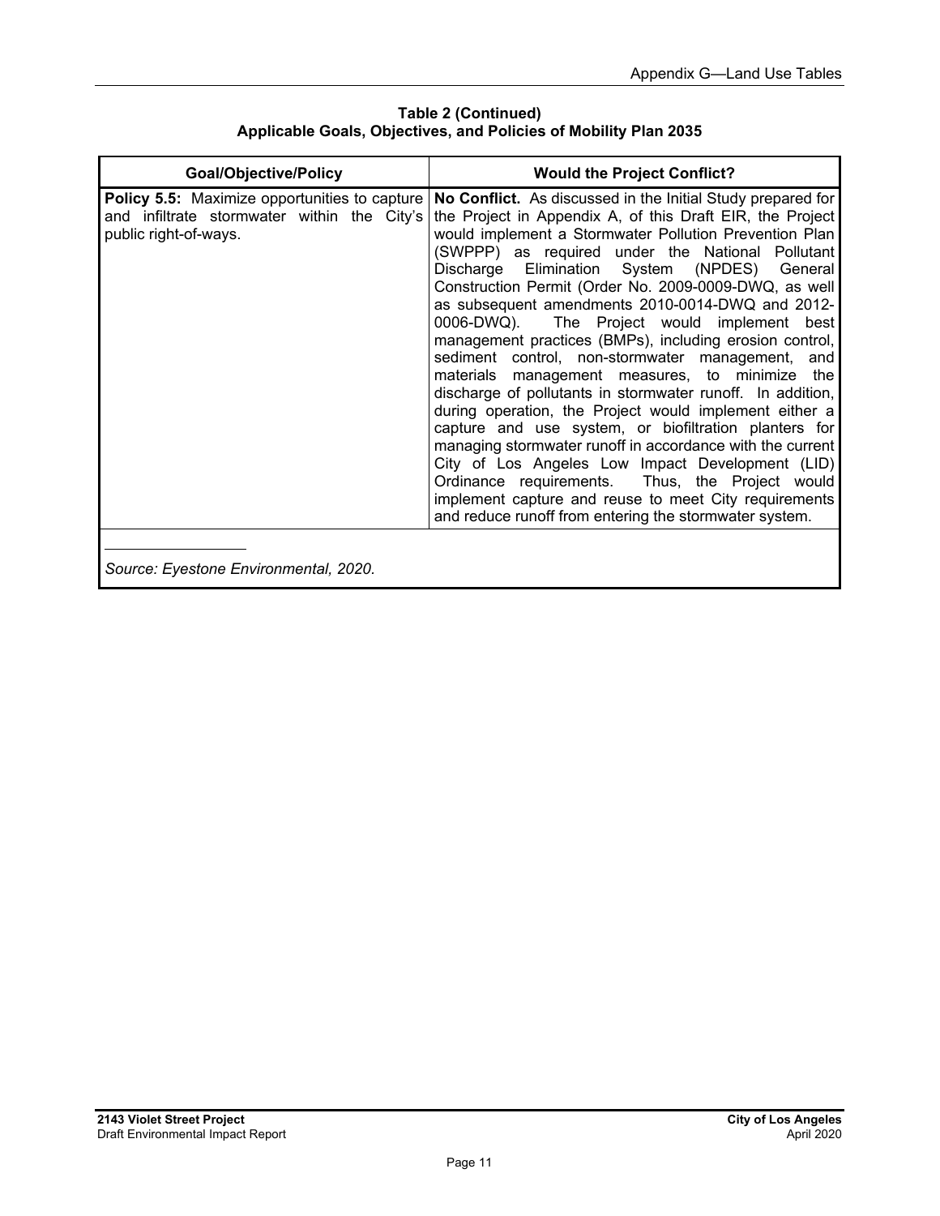**Table 2 (Continued)**
**Applicable Goals, Objectives, and Policies of Mobility Plan 2035**

| Goal/Objective/Policy | Would the Project Conflict? |
| --- | --- |
| **Policy 5.5:** Maximize opportunities to capture and infiltrate stormwater within the City's public right-of-ways. | **No Conflict.** As discussed in the Initial Study prepared for the Project in Appendix A, of this Draft EIR, the Project would implement a Stormwater Pollution Prevention Plan (SWPPP) as required under the National Pollutant Discharge Elimination System (NPDES) General Construction Permit (Order No. 2009-0009-DWQ, as well as subsequent amendments 2010-0014-DWQ and 2012-0006-DWQ). The Project would implement best management practices (BMPs), including erosion control, sediment control, non-stormwater management, and materials management measures, to minimize the discharge of pollutants in stormwater runoff. In addition, during operation, the Project would implement either a capture and use system, or biofiltration planters for managing stormwater runoff in accordance with the current City of Los Angeles Low Impact Development (LID) Ordinance requirements. Thus, the Project would implement capture and reuse to meet City requirements and reduce runoff from entering the stormwater system. |

*Source: Eyestone Environmental, 2020.*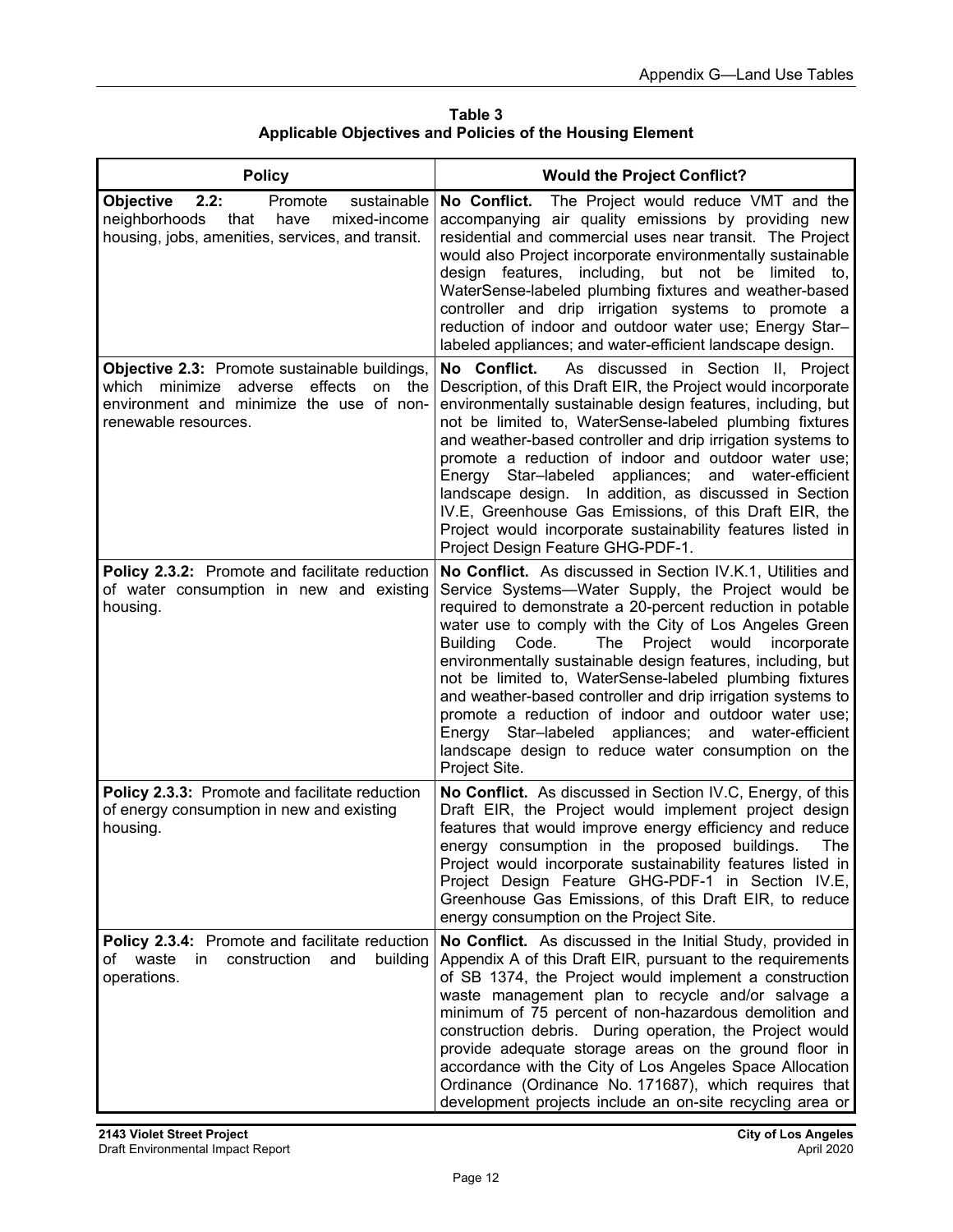**Table 3**
**Applicable Objectives and Policies of the Housing Element**

| Policy | Would the Project Conflict? |
|---|---|
| **Objective 2.2:** Promote sustainable neighborhoods that have mixed-income housing, jobs, amenities, services, and transit. | **No Conflict.** The Project would reduce VMT and the accompanying air quality emissions by providing new residential and commercial uses near transit. The Project would also Project incorporate environmentally sustainable design features, including, but not be limited to, WaterSense-labeled plumbing fixtures and weather-based controller and drip irrigation systems to promote a reduction of indoor and outdoor water use; Energy Star–labeled appliances; and water-efficient landscape design. |
| **Objective 2.3:** Promote sustainable buildings, which minimize adverse effects on the environment and minimize the use of non-renewable resources. | **No Conflict.** As discussed in Section II, Project Description, of this Draft EIR, the Project would incorporate environmentally sustainable design features, including, but not be limited to, WaterSense-labeled plumbing fixtures and weather-based controller and drip irrigation systems to promote a reduction of indoor and outdoor water use; Energy Star–labeled appliances; and water-efficient landscape design. In addition, as discussed in Section IV.E, Greenhouse Gas Emissions, of this Draft EIR, the Project would incorporate sustainability features listed in Project Design Feature GHG-PDF-1. |
| **Policy 2.3.2:** Promote and facilitate reduction of water consumption in new and existing housing. | **No Conflict.** As discussed in Section IV.K.1, Utilities and Service Systems—Water Supply, the Project would be required to demonstrate a 20-percent reduction in potable water use to comply with the City of Los Angeles Green Building Code. The Project would incorporate environmentally sustainable design features, including, but not be limited to, WaterSense-labeled plumbing fixtures and weather-based controller and drip irrigation systems to promote a reduction of indoor and outdoor water use; Energy Star–labeled appliances; and water-efficient landscape design to reduce water consumption on the Project Site. |
| **Policy 2.3.3:** Promote and facilitate reduction of energy consumption in new and existing housing. | **No Conflict.** As discussed in Section IV.C, Energy, of this Draft EIR, the Project would implement project design features that would improve energy efficiency and reduce energy consumption in the proposed buildings. The Project would incorporate sustainability features listed in Project Design Feature GHG-PDF-1 in Section IV.E, Greenhouse Gas Emissions, of this Draft EIR, to reduce energy consumption on the Project Site. |
| **Policy 2.3.4:** Promote and facilitate reduction of waste in construction and building operations. | **No Conflict.** As discussed in the Initial Study, provided in Appendix A of this Draft EIR, pursuant to the requirements of SB 1374, the Project would implement a construction waste management plan to recycle and/or salvage a minimum of 75 percent of non-hazardous demolition and construction debris. During operation, the Project would provide adequate storage areas on the ground floor in accordance with the City of Los Angeles Space Allocation Ordinance (Ordinance No. 171687), which requires that development projects include an on-site recycling area or |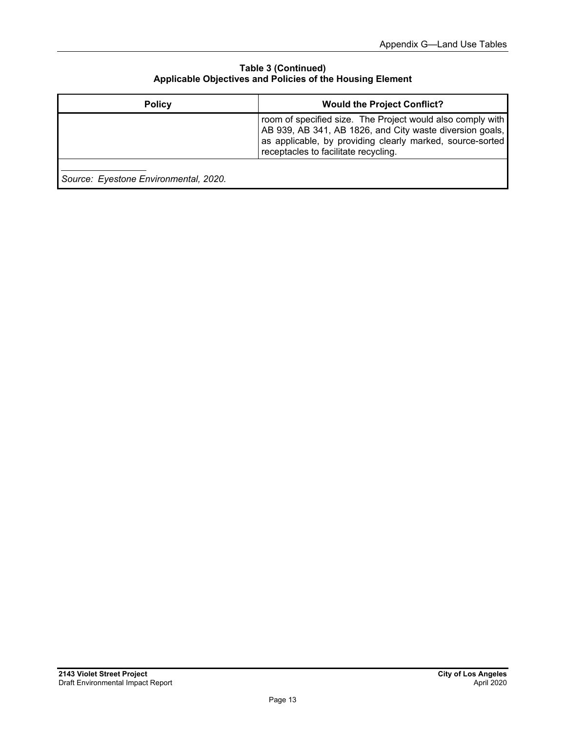**Table 3 (Continued)**
**Applicable Objectives and Policies of the Housing Element**

| Policy | Would the Project Conflict? |
|---|---|
| | room of specified size. The Project would also comply with AB 939, AB 341, AB 1826, and City waste diversion goals, as applicable, by providing clearly marked, source-sorted receptacles to facilitate recycling. |

*Source: Eyestone Environmental, 2020.*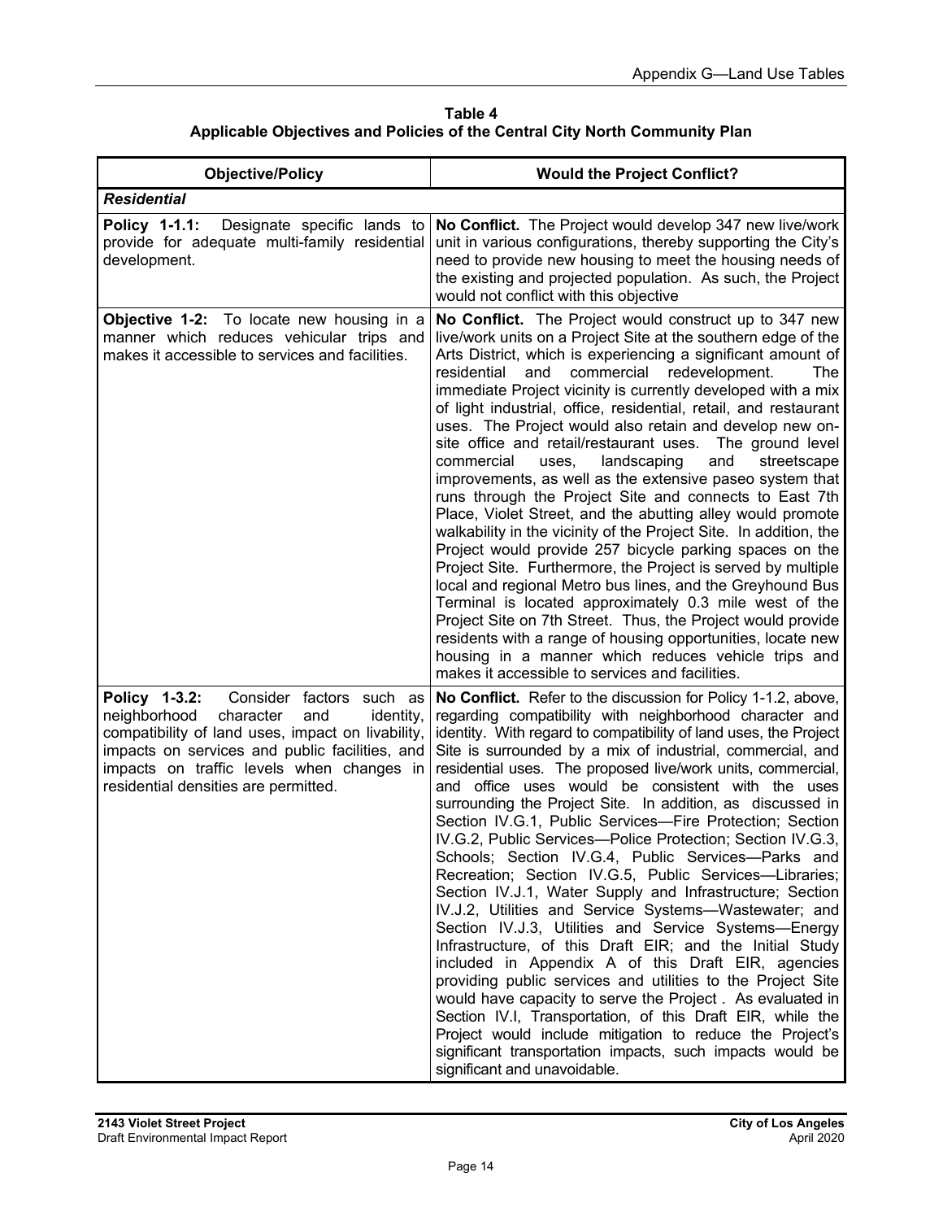**Table 4**
**Applicable Objectives and Policies of the Central City North Community Plan**

| Objective/Policy | Would the Project Conflict? |
|---|---|
| ***Residential*** | |
| **Policy 1-1.1:** Designate specific lands to provide for adequate multi-family residential development. | **No Conflict.** The Project would develop 347 new live/work unit in various configurations, thereby supporting the City's need to provide new housing to meet the housing needs of the existing and projected population. As such, the Project would not conflict with this objective |
| **Objective 1-2:** To locate new housing in a manner which reduces vehicular trips and makes it accessible to services and facilities. | **No Conflict.** The Project would construct up to 347 new live/work units on a Project Site at the southern edge of the Arts District, which is experiencing a significant amount of residential and commercial redevelopment. The immediate Project vicinity is currently developed with a mix of light industrial, office, residential, retail, and restaurant uses. The Project would also retain and develop new on-site office and retail/restaurant uses. The ground level commercial uses, landscaping and streetscape improvements, as well as the extensive paseo system that runs through the Project Site and connects to East 7th Place, Violet Street, and the abutting alley would promote walkability in the vicinity of the Project Site. In addition, the Project would provide 257 bicycle parking spaces on the Project Site. Furthermore, the Project is served by multiple local and regional Metro bus lines, and the Greyhound Bus Terminal is located approximately 0.3 mile west of the Project Site on 7th Street. Thus, the Project would provide residents with a range of housing opportunities, locate new housing in a manner which reduces vehicle trips and makes it accessible to services and facilities. |
| **Policy 1-3.2:** Consider factors such as neighborhood character and identity, compatibility of land uses, impact on livability, impacts on services and public facilities, and impacts on traffic levels when changes in residential densities are permitted. | **No Conflict.** Refer to the discussion for Policy 1-1.2, above, regarding compatibility with neighborhood character and identity. With regard to compatibility of land uses, the Project Site is surrounded by a mix of industrial, commercial, and residential uses. The proposed live/work units, commercial, and office uses would be consistent with the uses surrounding the Project Site. In addition, as discussed in Section IV.G.1, Public Services—Fire Protection; Section IV.G.2, Public Services—Police Protection; Section IV.G.3, Schools; Section IV.G.4, Public Services—Parks and Recreation; Section IV.G.5, Public Services—Libraries; Section IV.J.1, Water Supply and Infrastructure; Section IV.J.2, Utilities and Service Systems—Wastewater; and Section IV.J.3, Utilities and Service Systems—Energy Infrastructure, of this Draft EIR; and the Initial Study included in Appendix A of this Draft EIR, agencies providing public services and utilities to the Project Site would have capacity to serve the Project . As evaluated in Section IV.I, Transportation, of this Draft EIR, while the Project would include mitigation to reduce the Project's significant transportation impacts, such impacts would be significant and unavoidable. |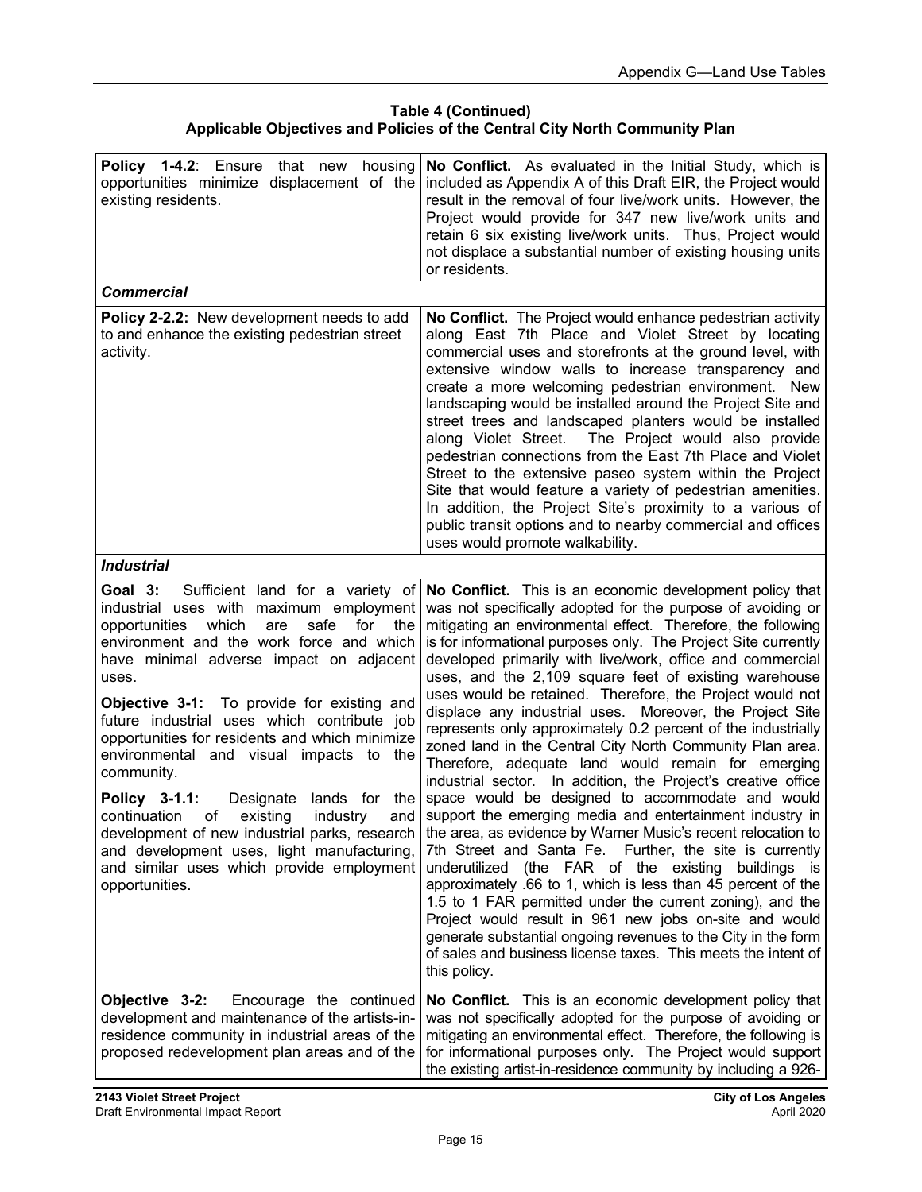**Table 4 (Continued)**
**Applicable Objectives and Policies of the Central City North Community Plan**

| | |
|---|---|
| **Policy 1-4.2**: Ensure that new housing opportunities minimize displacement of the existing residents. | **No Conflict.** As evaluated in the Initial Study, which is included as Appendix A of this Draft EIR, the Project would result in the removal of four live/work units. However, the Project would provide for 347 new live/work units and retain 6 six existing live/work units. Thus, Project would not displace a substantial number of existing housing units or residents. |
| ***Commercial*** | |
| **Policy 2-2.2:** New development needs to add to and enhance the existing pedestrian street activity. | **No Conflict.** The Project would enhance pedestrian activity along East 7th Place and Violet Street by locating commercial uses and storefronts at the ground level, with extensive window walls to increase transparency and create a more welcoming pedestrian environment. New landscaping would be installed around the Project Site and street trees and landscaped planters would be installed along Violet Street. The Project would also provide pedestrian connections from the East 7th Place and Violet Street to the extensive paseo system within the Project Site that would feature a variety of pedestrian amenities. In addition, the Project Site's proximity to a various of public transit options and to nearby commercial and offices uses would promote walkability. |
| ***Industrial*** | |
| **Goal 3:** Sufficient land for a variety of industrial uses with maximum employment opportunities which are safe for the environment and the work force and which have minimal adverse impact on adjacent uses.<br><br>**Objective 3-1:** To provide for existing and future industrial uses which contribute job opportunities for residents and which minimize environmental and visual impacts to the community.<br><br>**Policy 3-1.1:** Designate lands for the continuation of existing industry and development of new industrial parks, research and development uses, light manufacturing, and similar uses which provide employment opportunities. | **No Conflict.** This is an economic development policy that was not specifically adopted for the purpose of avoiding or mitigating an environmental effect. Therefore, the following is for informational purposes only. The Project Site currently developed primarily with live/work, office and commercial uses, and the 2,109 square feet of existing warehouse uses would be retained. Therefore, the Project would not displace any industrial uses. Moreover, the Project Site represents only approximately 0.2 percent of the industrially zoned land in the Central City North Community Plan area. Therefore, adequate land would remain for emerging industrial sector. In addition, the Project's creative office space would be designed to accommodate and would support the emerging media and entertainment industry in the area, as evidence by Warner Music's recent relocation to 7th Street and Santa Fe. Further, the site is currently underutilized (the FAR of the existing buildings is approximately .66 to 1, which is less than 45 percent of the 1.5 to 1 FAR permitted under the current zoning), and the Project would result in 961 new jobs on-site and would generate substantial ongoing revenues to the City in the form of sales and business license taxes. This meets the intent of this policy. |
| **Objective 3-2:** Encourage the continued development and maintenance of the artists-in-residence community in industrial areas of the proposed redevelopment plan areas and of the | **No Conflict.** This is an economic development policy that was not specifically adopted for the purpose of avoiding or mitigating an environmental effect. Therefore, the following is for informational purposes only. The Project would support the existing artist-in-residence community by including a 926- |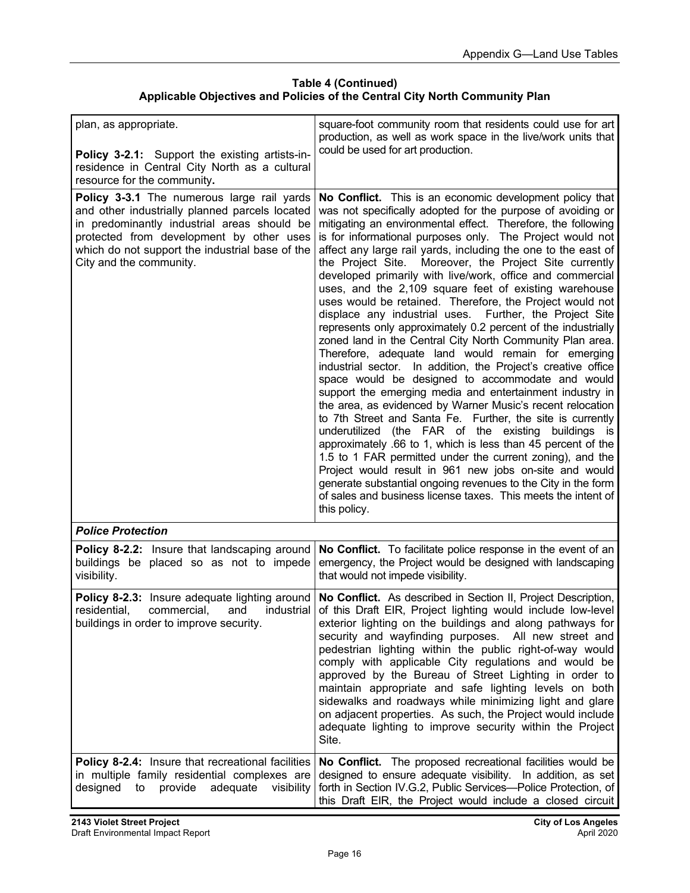**Table 4 (Continued)**
**Applicable Objectives and Policies of the Central City North Community Plan**

| | |
|---|---|
| plan, as appropriate.<br><br>**Policy 3-2.1:** Support the existing artists-in-residence in Central City North as a cultural resource for the community**.** | square-foot community room that residents could use for art production, as well as work space in the live/work units that could be used for art production. |
| **Policy 3-3.1** The numerous large rail yards and other industrially planned parcels located in predominantly industrial areas should be protected from development by other uses which do not support the industrial base of the City and the community. | **No Conflict.** This is an economic development policy that was not specifically adopted for the purpose of avoiding or mitigating an environmental effect. Therefore, the following is for informational purposes only. The Project would not affect any large rail yards, including the one to the east of the Project Site. Moreover, the Project Site currently developed primarily with live/work, office and commercial uses, and the 2,109 square feet of existing warehouse uses would be retained. Therefore, the Project would not displace any industrial uses. Further, the Project Site represents only approximately 0.2 percent of the industrially zoned land in the Central City North Community Plan area. Therefore, adequate land would remain for emerging industrial sector. In addition, the Project's creative office space would be designed to accommodate and would support the emerging media and entertainment industry in the area, as evidenced by Warner Music's recent relocation to 7th Street and Santa Fe. Further, the site is currently underutilized (the FAR of the existing buildings is approximately .66 to 1, which is less than 45 percent of the 1.5 to 1 FAR permitted under the current zoning), and the Project would result in 961 new jobs on-site and would generate substantial ongoing revenues to the City in the form of sales and business license taxes. This meets the intent of this policy. |
| ***Police Protection*** | |
| **Policy 8-2.2:** Insure that landscaping around buildings be placed so as not to impede visibility. | **No Conflict.** To facilitate police response in the event of an emergency, the Project would be designed with landscaping that would not impede visibility. |
| **Policy 8-2.3:** Insure adequate lighting around residential, commercial, and industrial buildings in order to improve security. | **No Conflict.** As described in Section II, Project Description, of this Draft EIR, Project lighting would include low-level exterior lighting on the buildings and along pathways for security and wayfinding purposes. All new street and pedestrian lighting within the public right-of-way would comply with applicable City regulations and would be approved by the Bureau of Street Lighting in order to maintain appropriate and safe lighting levels on both sidewalks and roadways while minimizing light and glare on adjacent properties. As such, the Project would include adequate lighting to improve security within the Project Site. |
| **Policy 8-2.4:** Insure that recreational facilities in multiple family residential complexes are designed to provide adequate visibility | **No Conflict.** The proposed recreational facilities would be designed to ensure adequate visibility. In addition, as set forth in Section IV.G.2, Public Services—Police Protection, of this Draft EIR, the Project would include a closed circuit |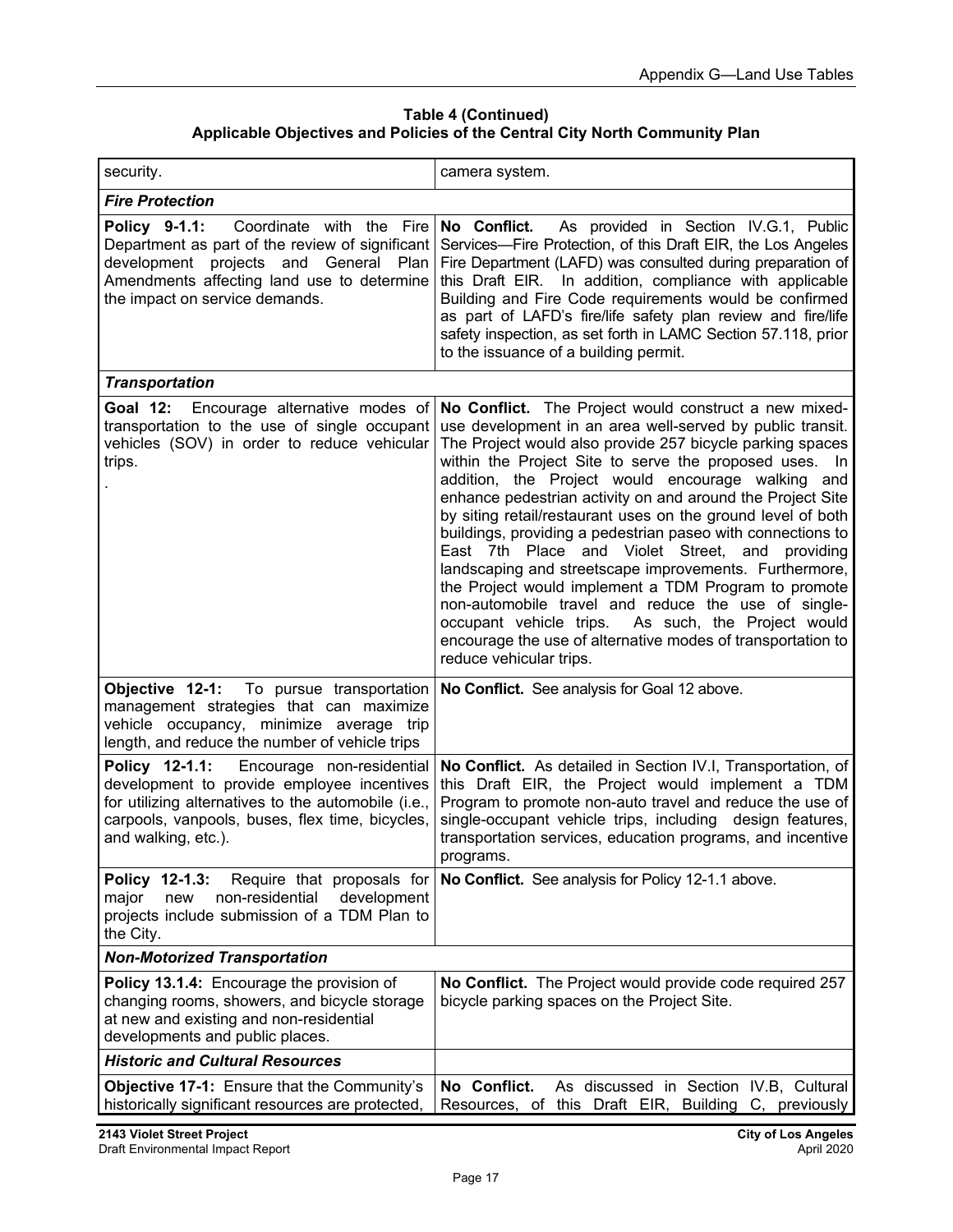**Table 4 (Continued)**
**Applicable Objectives and Policies of the Central City North Community Plan**

| | |
|---|---|
| security. | camera system. |
| ***Fire Protection*** | |
| **Policy 9-1.1:** Coordinate with the Fire Department as part of the review of significant development projects and General Plan Amendments affecting land use to determine the impact on service demands. | **No Conflict.** As provided in Section IV.G.1, Public Services—Fire Protection, of this Draft EIR, the Los Angeles Fire Department (LAFD) was consulted during preparation of this Draft EIR. In addition, compliance with applicable Building and Fire Code requirements would be confirmed as part of LAFD's fire/life safety plan review and fire/life safety inspection, as set forth in LAMC Section 57.118, prior to the issuance of a building permit. |
| ***Transportation*** | |
| **Goal 12:** Encourage alternative modes of transportation to the use of single occupant vehicles (SOV) in order to reduce vehicular trips. . | **No Conflict.** The Project would construct a new mixed-use development in an area well-served by public transit. The Project would also provide 257 bicycle parking spaces within the Project Site to serve the proposed uses. In addition, the Project would encourage walking and enhance pedestrian activity on and around the Project Site by siting retail/restaurant uses on the ground level of both buildings, providing a pedestrian paseo with connections to East 7th Place and Violet Street, and providing landscaping and streetscape improvements. Furthermore, the Project would implement a TDM Program to promote non-automobile travel and reduce the use of single-occupant vehicle trips. As such, the Project would encourage the use of alternative modes of transportation to reduce vehicular trips. |
| **Objective 12-1:** To pursue transportation management strategies that can maximize vehicle occupancy, minimize average trip length, and reduce the number of vehicle trips | **No Conflict.** See analysis for Goal 12 above. |
| **Policy 12-1.1:** Encourage non-residential development to provide employee incentives for utilizing alternatives to the automobile (i.e., carpools, vanpools, buses, flex time, bicycles, and walking, etc.). | **No Conflict.** As detailed in Section IV.I, Transportation, of this Draft EIR, the Project would implement a TDM Program to promote non-auto travel and reduce the use of single-occupant vehicle trips, including design features, transportation services, education programs, and incentive programs. |
| **Policy 12-1.3:** Require that proposals for major new non-residential development projects include submission of a TDM Plan to the City. | **No Conflict.** See analysis for Policy 12-1.1 above. |
| ***Non-Motorized Transportation*** | |
| **Policy 13.1.4:** Encourage the provision of changing rooms, showers, and bicycle storage at new and existing and non-residential developments and public places. | **No Conflict.** The Project would provide code required 257 bicycle parking spaces on the Project Site. |
| ***Historic and Cultural Resources*** | |
| **Objective 17-1:** Ensure that the Community's historically significant resources are protected, | **No Conflict.** As discussed in Section IV.B, Cultural Resources, of this Draft EIR, Building C, previously |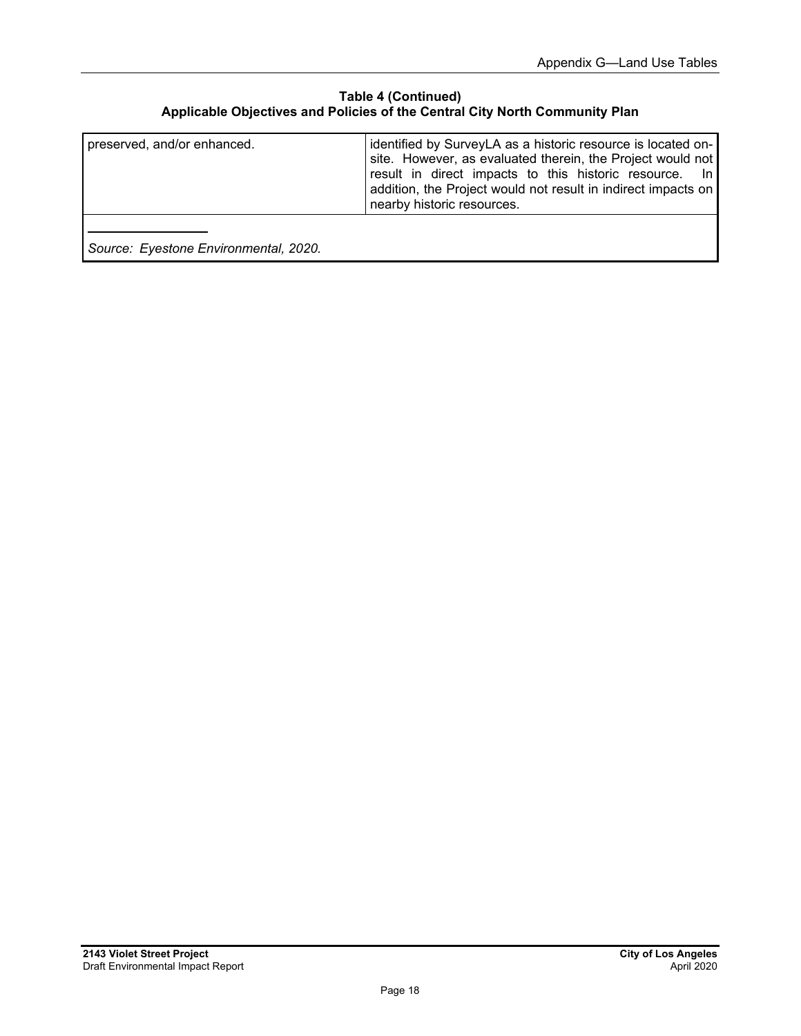**Table 4 (Continued)**
**Applicable Objectives and Policies of the Central City North Community Plan**

| | |
|---|---|
| preserved, and/or enhanced. | identified by SurveyLA as a historic resource is located on-site. However, as evaluated therein, the Project would not result in direct impacts to this historic resource. In addition, the Project would not result in indirect impacts on nearby historic resources. |

*Source: Eyestone Environmental, 2020.*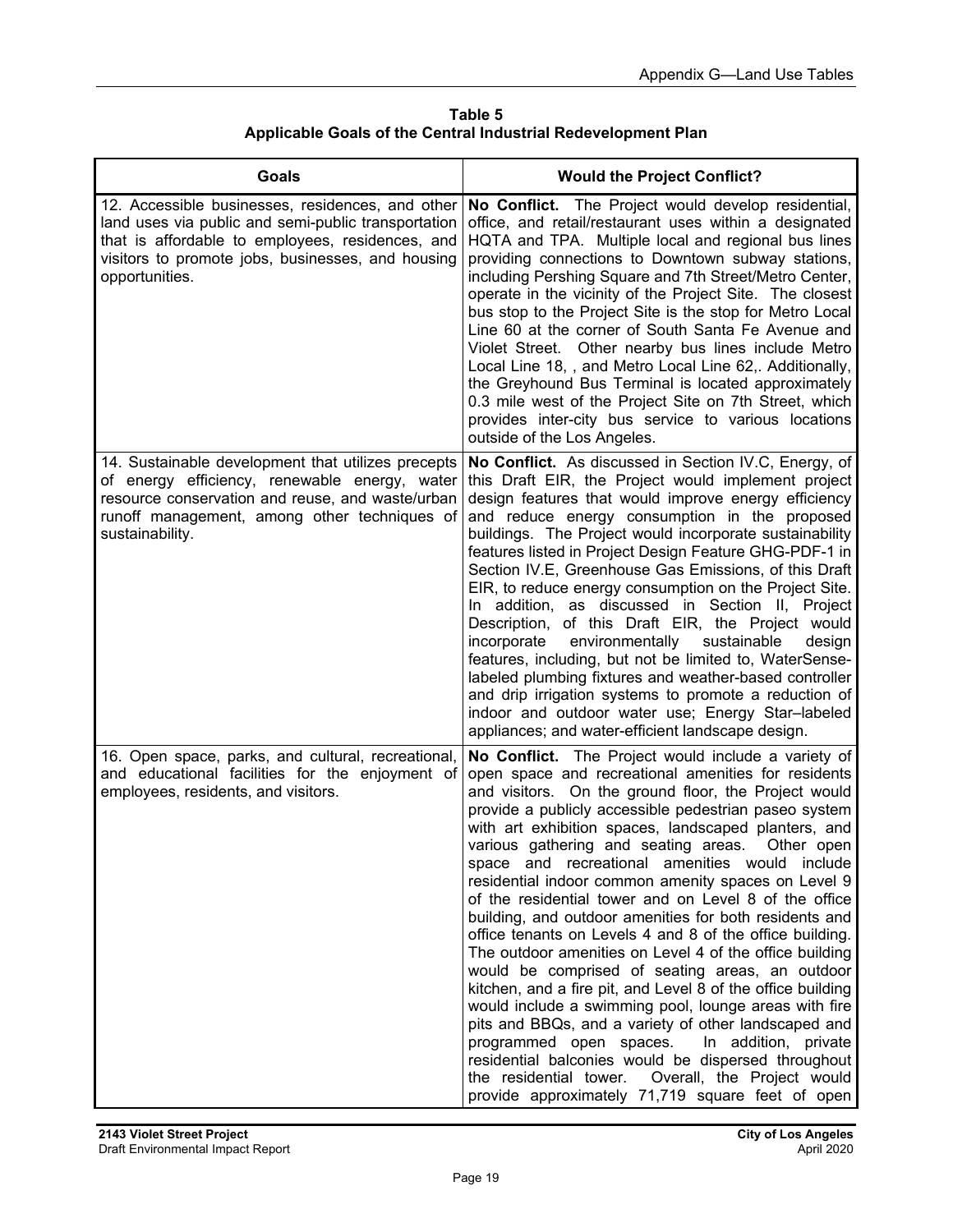**Table 5**
**Applicable Goals of the Central Industrial Redevelopment Plan**

| Goals | Would the Project Conflict? |
|---|---|
| 12. Accessible businesses, residences, and other land uses via public and semi-public transportation that is affordable to employees, residences, and visitors to promote jobs, businesses, and housing opportunities. | **No Conflict.** The Project would develop residential, office, and retail/restaurant uses within a designated HQTA and TPA. Multiple local and regional bus lines providing connections to Downtown subway stations, including Pershing Square and 7th Street/Metro Center, operate in the vicinity of the Project Site. The closest bus stop to the Project Site is the stop for Metro Local Line 60 at the corner of South Santa Fe Avenue and Violet Street. Other nearby bus lines include Metro Local Line 18, , and Metro Local Line 62,. Additionally, the Greyhound Bus Terminal is located approximately 0.3 mile west of the Project Site on 7th Street, which provides inter-city bus service to various locations outside of the Los Angeles. |
| 14. Sustainable development that utilizes precepts of energy efficiency, renewable energy, water resource conservation and reuse, and waste/urban runoff management, among other techniques of sustainability. | **No Conflict.** As discussed in Section IV.C, Energy, of this Draft EIR, the Project would implement project design features that would improve energy efficiency and reduce energy consumption in the proposed buildings. The Project would incorporate sustainability features listed in Project Design Feature GHG-PDF-1 in Section IV.E, Greenhouse Gas Emissions, of this Draft EIR, to reduce energy consumption on the Project Site. In addition, as discussed in Section II, Project Description, of this Draft EIR, the Project would incorporate environmentally sustainable design features, including, but not be limited to, WaterSense-labeled plumbing fixtures and weather-based controller and drip irrigation systems to promote a reduction of indoor and outdoor water use; Energy Star–labeled appliances; and water-efficient landscape design. |
| 16. Open space, parks, and cultural, recreational, and educational facilities for the enjoyment of employees, residents, and visitors. | **No Conflict.** The Project would include a variety of open space and recreational amenities for residents and visitors. On the ground floor, the Project would provide a publicly accessible pedestrian paseo system with art exhibition spaces, landscaped planters, and various gathering and seating areas. Other open space and recreational amenities would include residential indoor common amenity spaces on Level 9 of the residential tower and on Level 8 of the office building, and outdoor amenities for both residents and office tenants on Levels 4 and 8 of the office building. The outdoor amenities on Level 4 of the office building would be comprised of seating areas, an outdoor kitchen, and a fire pit, and Level 8 of the office building would include a swimming pool, lounge areas with fire pits and BBQs, and a variety of other landscaped and programmed open spaces. In addition, private residential balconies would be dispersed throughout the residential tower. Overall, the Project would provide approximately 71,719 square feet of open |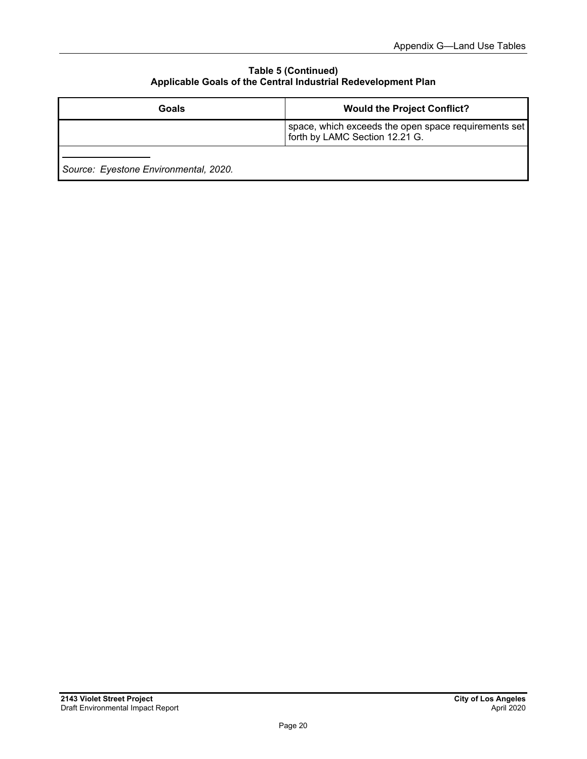**Table 5 (Continued)**
**Applicable Goals of the Central Industrial Redevelopment Plan**

| Goals | Would the Project Conflict? |
|---|---|
| | space, which exceeds the open space requirements set forth by LAMC Section 12.21 G. |

*Source: Eyestone Environmental, 2020.*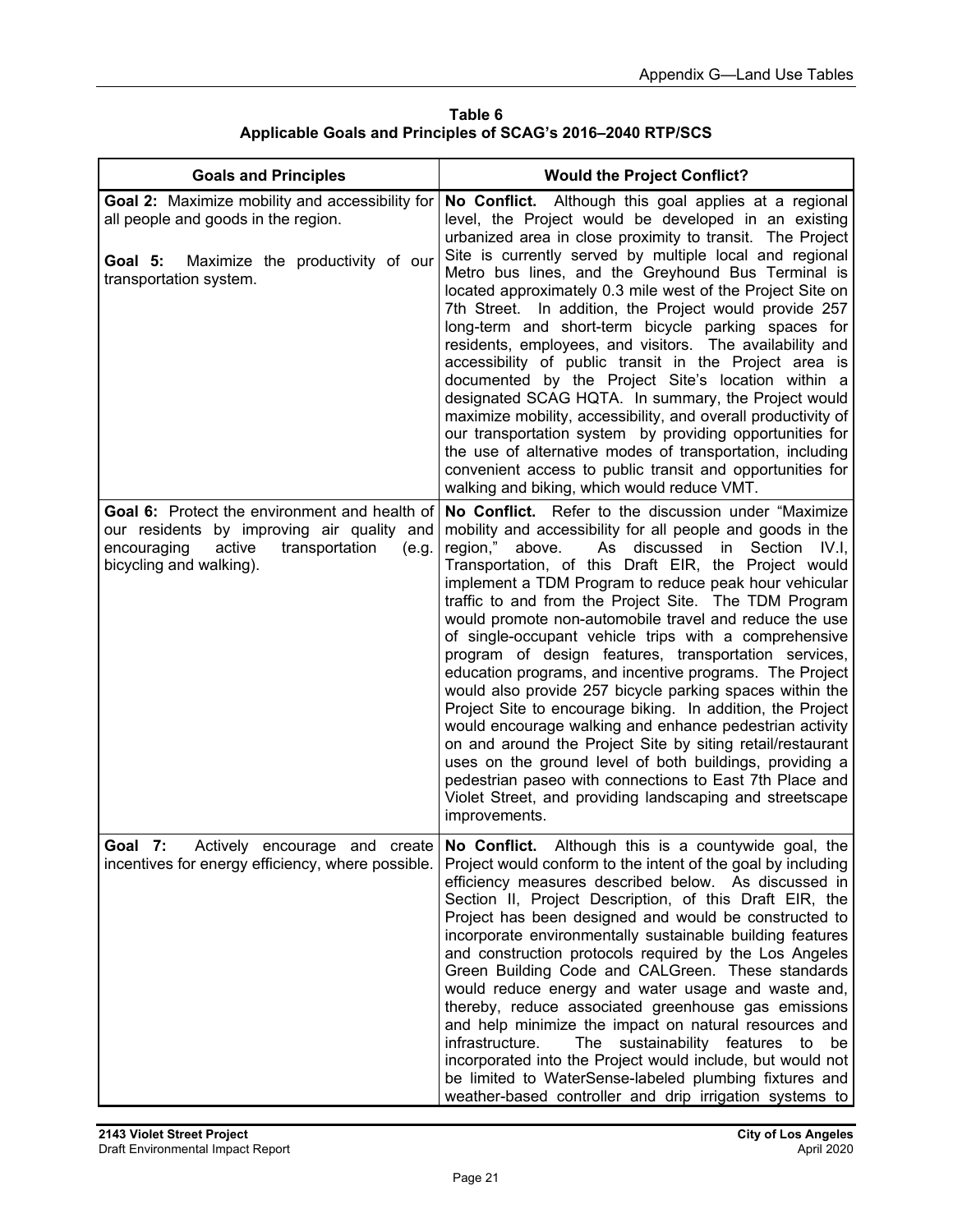**Table 6**
**Applicable Goals and Principles of SCAG's 2016–2040 RTP/SCS**

| Goals and Principles | Would the Project Conflict? |
|---|---|
| **Goal 2:** Maximize mobility and accessibility for all people and goods in the region.<br><br>**Goal 5:** Maximize the productivity of our transportation system. | **No Conflict.** Although this goal applies at a regional level, the Project would be developed in an existing urbanized area in close proximity to transit. The Project Site is currently served by multiple local and regional Metro bus lines, and the Greyhound Bus Terminal is located approximately 0.3 mile west of the Project Site on 7th Street. In addition, the Project would provide 257 long-term and short-term bicycle parking spaces for residents, employees, and visitors. The availability and accessibility of public transit in the Project area is documented by the Project Site's location within a designated SCAG HQTA. In summary, the Project would maximize mobility, accessibility, and overall productivity of our transportation system by providing opportunities for the use of alternative modes of transportation, including convenient access to public transit and opportunities for walking and biking, which would reduce VMT. |
| **Goal 6:** Protect the environment and health of our residents by improving air quality and encouraging active transportation (e.g. bicycling and walking). | **No Conflict.** Refer to the discussion under "Maximize mobility and accessibility for all people and goods in the region," above. As discussed in Section IV.I, Transportation, of this Draft EIR, the Project would implement a TDM Program to reduce peak hour vehicular traffic to and from the Project Site. The TDM Program would promote non-automobile travel and reduce the use of single-occupant vehicle trips with a comprehensive program of design features, transportation services, education programs, and incentive programs. The Project would also provide 257 bicycle parking spaces within the Project Site to encourage biking. In addition, the Project would encourage walking and enhance pedestrian activity on and around the Project Site by siting retail/restaurant uses on the ground level of both buildings, providing a pedestrian paseo with connections to East 7th Place and Violet Street, and providing landscaping and streetscape improvements. |
| **Goal 7:** Actively encourage and create incentives for energy efficiency, where possible. | **No Conflict.** Although this is a countywide goal, the Project would conform to the intent of the goal by including efficiency measures described below. As discussed in Section II, Project Description, of this Draft EIR, the Project has been designed and would be constructed to incorporate environmentally sustainable building features and construction protocols required by the Los Angeles Green Building Code and CALGreen. These standards would reduce energy and water usage and waste and, thereby, reduce associated greenhouse gas emissions and help minimize the impact on natural resources and infrastructure. The sustainability features to be incorporated into the Project would include, but would not be limited to WaterSense-labeled plumbing fixtures and weather-based controller and drip irrigation systems to |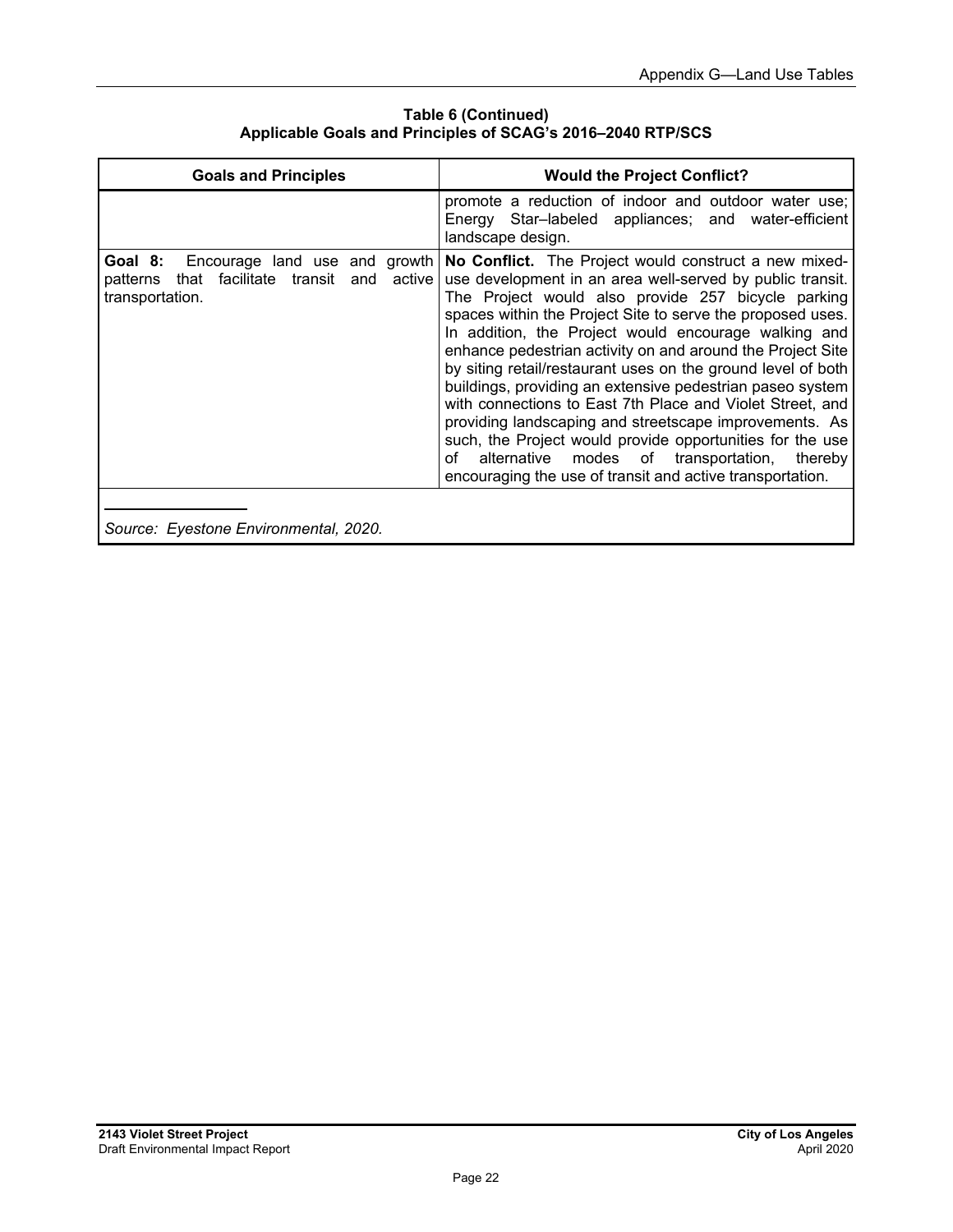**Table 6 (Continued)**
**Applicable Goals and Principles of SCAG's 2016–2040 RTP/SCS**

| Goals and Principles | Would the Project Conflict? |
|---|---|
| | promote a reduction of indoor and outdoor water use; Energy Star–labeled appliances; and water-efficient landscape design. |
| **Goal 8:** Encourage land use and growth patterns that facilitate transit and active transportation. | **No Conflict.** The Project would construct a new mixed-use development in an area well-served by public transit. The Project would also provide 257 bicycle parking spaces within the Project Site to serve the proposed uses. In addition, the Project would encourage walking and enhance pedestrian activity on and around the Project Site by siting retail/restaurant uses on the ground level of both buildings, providing an extensive pedestrian paseo system with connections to East 7th Place and Violet Street, and providing landscaping and streetscape improvements. As such, the Project would provide opportunities for the use of alternative modes of transportation, thereby encouraging the use of transit and active transportation. |

*Source: Eyestone Environmental, 2020.*